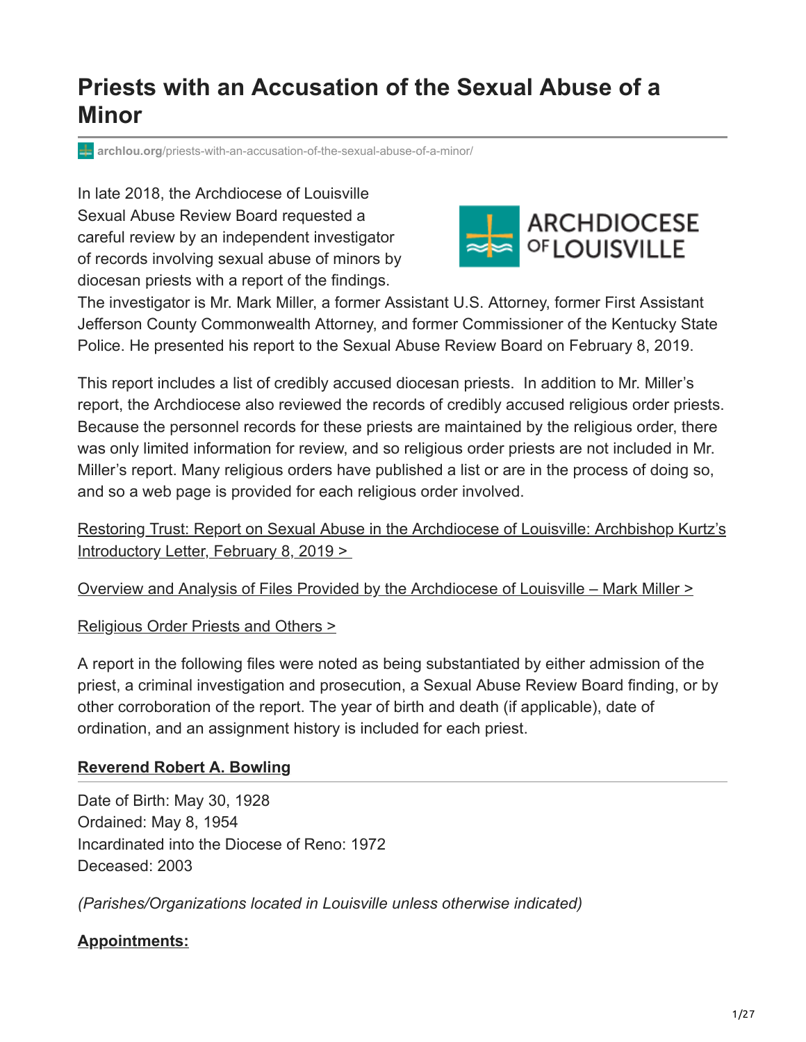# Priests with an Accusation of the Sexual Abuse of a Minor

archlou.org/priests-with-an-accusation-of-the-sexual-abuse-of-a-minor/

In late 2018, the Archdiocese of Louisville Sexual Abuse Review Board requested a careful review by an independent investigator of records involving sexual abuse of minors by diocesan priests with a report of the findings. The investigator is Mr. Mark Miller, a former Assistant U.S. Attorney, former First Assistant Jefferson County Commonwealth Attorney, and former Commissioner of the Kentucky State Police. He presented his report to the Sexual Abuse Review Board on February 8, 2019.

This report includes a list of credibly accused diocesan priests. In addition to Mr. Miller's report, the Archdiocese also reviewed the records of credibly accused religious order priests. Because the personnel records for these priests are maintained by the religious order, there was only limited information for review, and so religious order priests are not included in Mr. Miller's report. Many religious orders have published a list or are in the process of doing so, and so a web page is provided for each religious order involved.

Restoring Trust: Report on Sexual Abuse in the Archdiocese of Louisville: Archbishop Kurtz's Introductory Letter, February 8, 2019 >

Overview and Analysis of Files Provided by the Archdiocese of Louisville – Mark Miller >

Religious Order Priests and Others >

A report in the following files were noted as being substantiated by either admission of the priest, a criminal investigation and prosecution, a Sexual Abuse Review Board finding, or by other corroboration of the report. The year of birth and death (if applicable), date of ordination, and an assignment history is included for each priest.

## Reverend Robert A. Bowling

Date of Birth: May 30, 1928
Ordained: May 8, 1954
Incardinated into the Diocese of Reno: 1972
Deceased: 2003

*(Parishes/Organizations located in Louisville unless otherwise indicated)*

**Appointments:**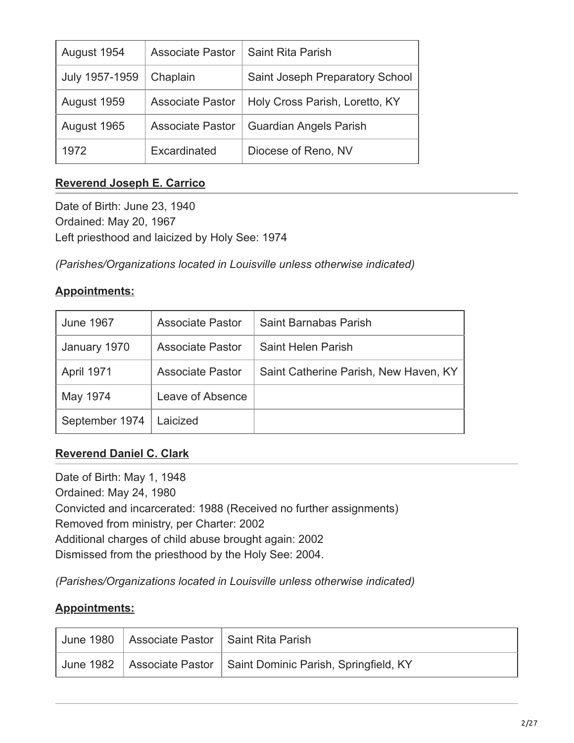| August 1954 | Associate Pastor | Saint Rita Parish |
|---|---|---|
| July 1957-1959 | Chaplain | Saint Joseph Preparatory School |
| August 1959 | Associate Pastor | Holy Cross Parish, Loretto, KY |
| August 1965 | Associate Pastor | Guardian Angels Parish |
| 1972 | Excardinated | Diocese of Reno, NV |

## **Reverend Joseph E. Carrico**

Date of Birth: June 23, 1940
Ordained: May 20, 1967
Left priesthood and laicized by Holy See: 1974

*(Parishes/Organizations located in Louisville unless otherwise indicated)*

**Appointments:**

| June 1967 | Associate Pastor | Saint Barnabas Parish |
|---|---|---|
| January 1970 | Associate Pastor | Saint Helen Parish |
| April 1971 | Associate Pastor | Saint Catherine Parish, New Haven, KY |
| May 1974 | Leave of Absence | |
| September 1974 | Laicized | |

## **Reverend Daniel C. Clark**

Date of Birth: May 1, 1948
Ordained: May 24, 1980
Convicted and incarcerated: 1988 (Received no further assignments)
Removed from ministry, per Charter: 2002
Additional charges of child abuse brought again: 2002
Dismissed from the priesthood by the Holy See: 2004.

*(Parishes/Organizations located in Louisville unless otherwise indicated)*

**Appointments:**

| June 1980 | Associate Pastor | Saint Rita Parish |
|---|---|---|
| June 1982 | Associate Pastor | Saint Dominic Parish, Springfield, KY |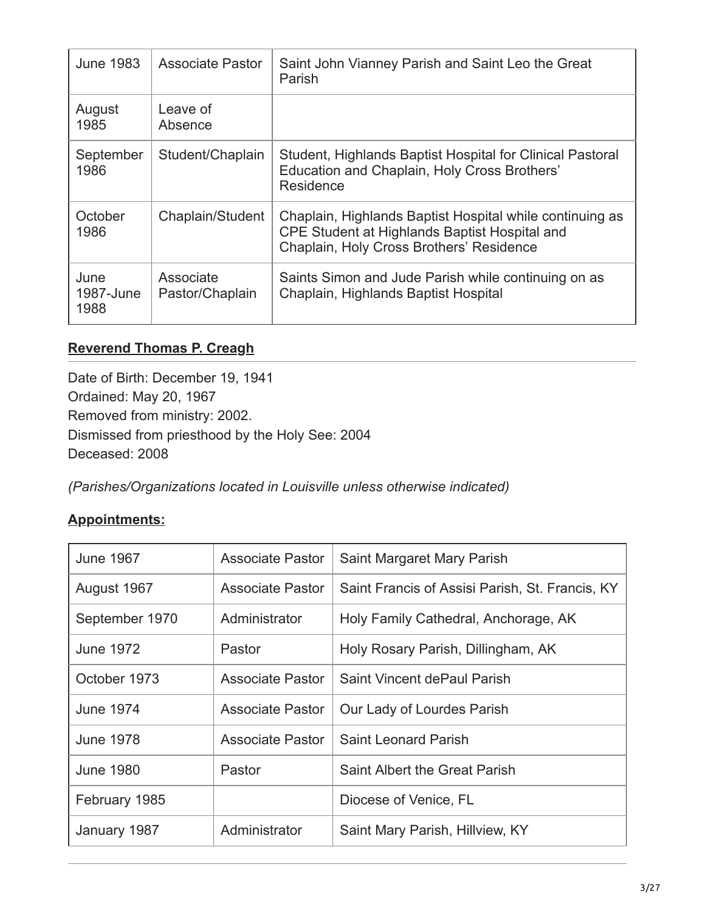| June 1983 | Associate Pastor | Saint John Vianney Parish and Saint Leo the Great Parish |
|---|---|---|
| August 1985 | Leave of Absence | |
| September 1986 | Student/Chaplain | Student, Highlands Baptist Hospital for Clinical Pastoral Education and Chaplain, Holy Cross Brothers' Residence |
| October 1986 | Chaplain/Student | Chaplain, Highlands Baptist Hospital while continuing as CPE Student at Highlands Baptist Hospital and Chaplain, Holy Cross Brothers' Residence |
| June 1987-June 1988 | Associate Pastor/Chaplain | Saints Simon and Jude Parish while continuing on as Chaplain, Highlands Baptist Hospital |

## **Reverend Thomas P. Creagh**

Date of Birth: December 19, 1941
Ordained: May 20, 1967
Removed from ministry: 2002.
Dismissed from priesthood by the Holy See: 2004
Deceased: 2008

*(Parishes/Organizations located in Louisville unless otherwise indicated)*

**Appointments:**

| June 1967 | Associate Pastor | Saint Margaret Mary Parish |
|---|---|---|
| August 1967 | Associate Pastor | Saint Francis of Assisi Parish, St. Francis, KY |
| September 1970 | Administrator | Holy Family Cathedral, Anchorage, AK |
| June 1972 | Pastor | Holy Rosary Parish, Dillingham, AK |
| October 1973 | Associate Pastor | Saint Vincent dePaul Parish |
| June 1974 | Associate Pastor | Our Lady of Lourdes Parish |
| June 1978 | Associate Pastor | Saint Leonard Parish |
| June 1980 | Pastor | Saint Albert the Great Parish |
| February 1985 | | Diocese of Venice, FL |
| January 1987 | Administrator | Saint Mary Parish, Hillview, KY |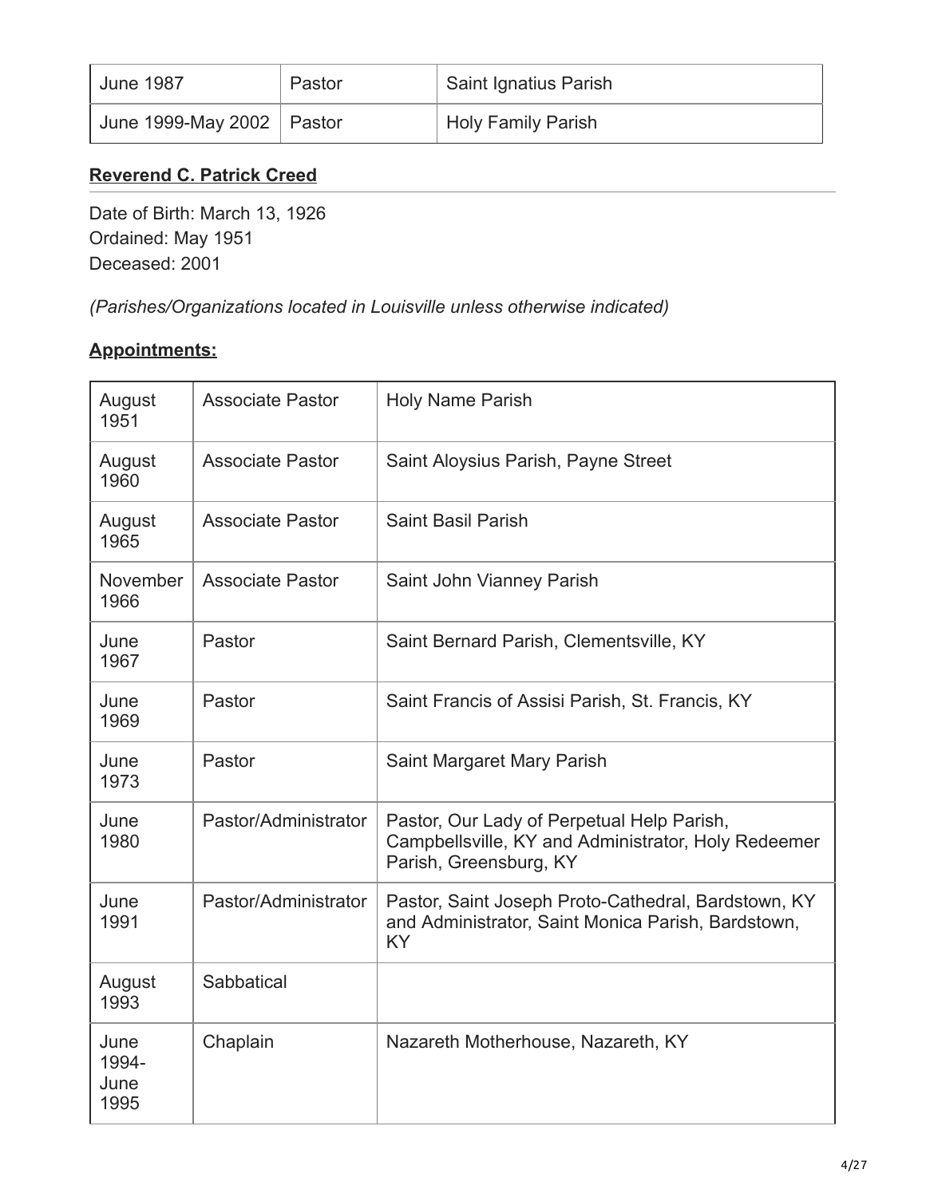| June 1987 | Pastor | Saint Ignatius Parish |
|---|---|---|
| June 1999-May 2002 | Pastor | Holy Family Parish |

## **Reverend C. Patrick Creed**

Date of Birth: March 13, 1926
Ordained: May 1951
Deceased: 2001

*(Parishes/Organizations located in Louisville unless otherwise indicated)*

**Appointments:**

| August 1951 | Associate Pastor | Holy Name Parish |
|---|---|---|
| August 1960 | Associate Pastor | Saint Aloysius Parish, Payne Street |
| August 1965 | Associate Pastor | Saint Basil Parish |
| November 1966 | Associate Pastor | Saint John Vianney Parish |
| June 1967 | Pastor | Saint Bernard Parish, Clementsville, KY |
| June 1969 | Pastor | Saint Francis of Assisi Parish, St. Francis, KY |
| June 1973 | Pastor | Saint Margaret Mary Parish |
| June 1980 | Pastor/Administrator | Pastor, Our Lady of Perpetual Help Parish, Campbellsville, KY and Administrator, Holy Redeemer Parish, Greensburg, KY |
| June 1991 | Pastor/Administrator | Pastor, Saint Joseph Proto-Cathedral, Bardstown, KY and Administrator, Saint Monica Parish, Bardstown, KY |
| August 1993 | Sabbatical | |
| June 1994-June 1995 | Chaplain | Nazareth Motherhouse, Nazareth, KY |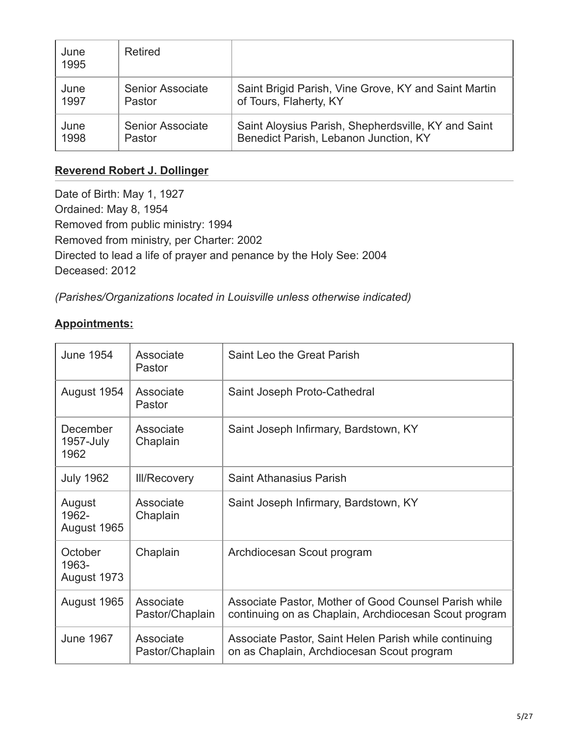| June 1995 | Retired | |
|---|---|---|
| June 1997 | Senior Associate Pastor | Saint Brigid Parish, Vine Grove, KY and Saint Martin of Tours, Flaherty, KY |
| June 1998 | Senior Associate Pastor | Saint Aloysius Parish, Shepherdsville, KY and Saint Benedict Parish, Lebanon Junction, KY |

## **Reverend Robert J. Dollinger**

Date of Birth: May 1, 1927
Ordained: May 8, 1954
Removed from public ministry: 1994
Removed from ministry, per Charter: 2002
Directed to lead a life of prayer and penance by the Holy See: 2004
Deceased: 2012

*(Parishes/Organizations located in Louisville unless otherwise indicated)*

**Appointments:**

| June 1954 | Associate Pastor | Saint Leo the Great Parish |
|---|---|---|
| August 1954 | Associate Pastor | Saint Joseph Proto-Cathedral |
| December 1957-July 1962 | Associate Chaplain | Saint Joseph Infirmary, Bardstown, KY |
| July 1962 | Ill/Recovery | Saint Athanasius Parish |
| August 1962-August 1965 | Associate Chaplain | Saint Joseph Infirmary, Bardstown, KY |
| October 1963-August 1973 | Chaplain | Archdiocesan Scout program |
| August 1965 | Associate Pastor/Chaplain | Associate Pastor, Mother of Good Counsel Parish while continuing on as Chaplain, Archdiocesan Scout program |
| June 1967 | Associate Pastor/Chaplain | Associate Pastor, Saint Helen Parish while continuing on as Chaplain, Archdiocesan Scout program |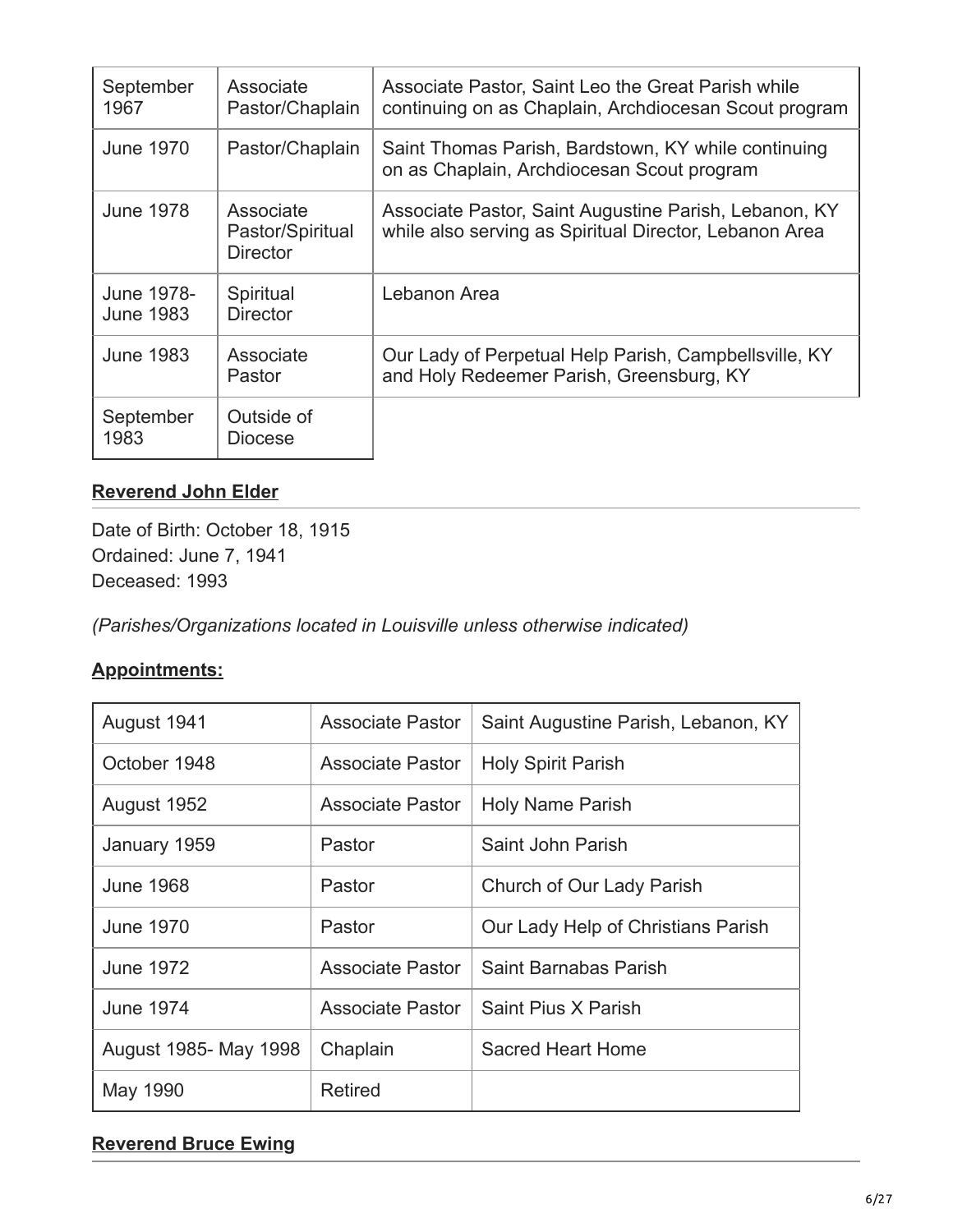| September 1967 | Associate Pastor/Chaplain | Associate Pastor, Saint Leo the Great Parish while continuing on as Chaplain, Archdiocesan Scout program |
|---|---|---|
| June 1970 | Pastor/Chaplain | Saint Thomas Parish, Bardstown, KY while continuing on as Chaplain, Archdiocesan Scout program |
| June 1978 | Associate Pastor/Spiritual Director | Associate Pastor, Saint Augustine Parish, Lebanon, KY while also serving as Spiritual Director, Lebanon Area |
| June 1978- June 1983 | Spiritual Director | Lebanon Area |
| June 1983 | Associate Pastor | Our Lady of Perpetual Help Parish, Campbellsville, KY and Holy Redeemer Parish, Greensburg, KY |
| September 1983 | Outside of Diocese | |

**Reverend John Elder**

Date of Birth: October 18, 1915
Ordained: June 7, 1941
Deceased: 1993

*(Parishes/Organizations located in Louisville unless otherwise indicated)*

**Appointments:**

| August 1941 | Associate Pastor | Saint Augustine Parish, Lebanon, KY |
|---|---|---|
| October 1948 | Associate Pastor | Holy Spirit Parish |
| August 1952 | Associate Pastor | Holy Name Parish |
| January 1959 | Pastor | Saint John Parish |
| June 1968 | Pastor | Church of Our Lady Parish |
| June 1970 | Pastor | Our Lady Help of Christians Parish |
| June 1972 | Associate Pastor | Saint Barnabas Parish |
| June 1974 | Associate Pastor | Saint Pius X Parish |
| August 1985- May 1998 | Chaplain | Sacred Heart Home |
| May 1990 | Retired | |

**Reverend Bruce Ewing**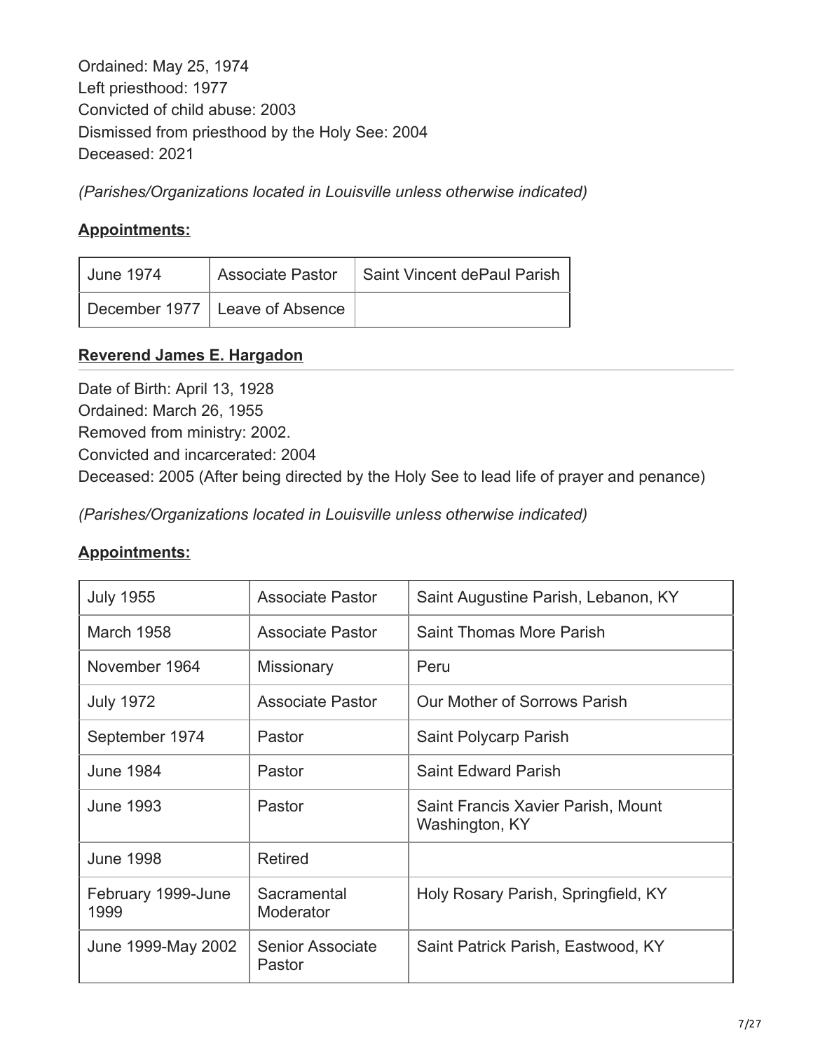Ordained: May 25, 1974
Left priesthood: 1977
Convicted of child abuse: 2003
Dismissed from priesthood by the Holy See: 2004
Deceased: 2021

*(Parishes/Organizations located in Louisville unless otherwise indicated)*

**Appointments:**

| June 1974 | Associate Pastor | Saint Vincent dePaul Parish |
| --- | --- | --- |
| December 1977 | Leave of Absence | |

**Reverend James E. Hargadon**

Date of Birth: April 13, 1928
Ordained: March 26, 1955
Removed from ministry: 2002.
Convicted and incarcerated: 2004
Deceased: 2005 (After being directed by the Holy See to lead life of prayer and penance)

*(Parishes/Organizations located in Louisville unless otherwise indicated)*

**Appointments:**

| July 1955 | Associate Pastor | Saint Augustine Parish, Lebanon, KY |
| --- | --- | --- |
| March 1958 | Associate Pastor | Saint Thomas More Parish |
| November 1964 | Missionary | Peru |
| July 1972 | Associate Pastor | Our Mother of Sorrows Parish |
| September 1974 | Pastor | Saint Polycarp Parish |
| June 1984 | Pastor | Saint Edward Parish |
| June 1993 | Pastor | Saint Francis Xavier Parish, Mount Washington, KY |
| June 1998 | Retired | |
| February 1999-June 1999 | Sacramental Moderator | Holy Rosary Parish, Springfield, KY |
| June 1999-May 2002 | Senior Associate Pastor | Saint Patrick Parish, Eastwood, KY |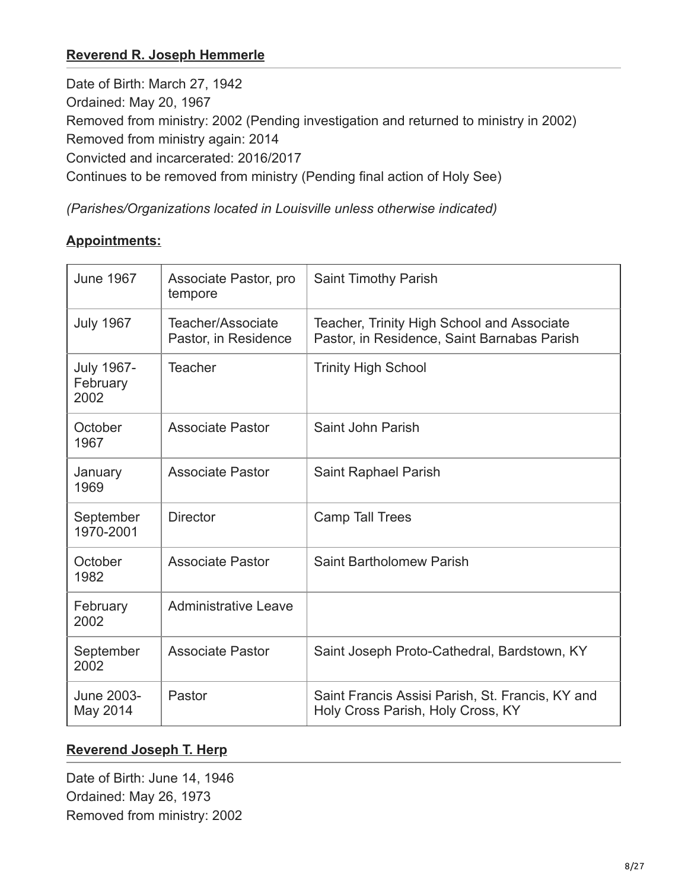**Reverend R. Joseph Hemmerle**

Date of Birth: March 27, 1942
Ordained: May 20, 1967
Removed from ministry: 2002 (Pending investigation and returned to ministry in 2002)
Removed from ministry again: 2014
Convicted and incarcerated: 2016/2017
Continues to be removed from ministry (Pending final action of Holy See)

*(Parishes/Organizations located in Louisville unless otherwise indicated)*

**Appointments:**

| | | |
|---|---|---|
| June 1967 | Associate Pastor, pro tempore | Saint Timothy Parish |
| July 1967 | Teacher/Associate Pastor, in Residence | Teacher, Trinity High School and Associate Pastor, in Residence, Saint Barnabas Parish |
| July 1967-February 2002 | Teacher | Trinity High School |
| October 1967 | Associate Pastor | Saint John Parish |
| January 1969 | Associate Pastor | Saint Raphael Parish |
| September 1970-2001 | Director | Camp Tall Trees |
| October 1982 | Associate Pastor | Saint Bartholomew Parish |
| February 2002 | Administrative Leave | |
| September 2002 | Associate Pastor | Saint Joseph Proto-Cathedral, Bardstown, KY |
| June 2003-May 2014 | Pastor | Saint Francis Assisi Parish, St. Francis, KY and Holy Cross Parish, Holy Cross, KY |

**Reverend Joseph T. Herp**

Date of Birth: June 14, 1946
Ordained: May 26, 1973
Removed from ministry: 2002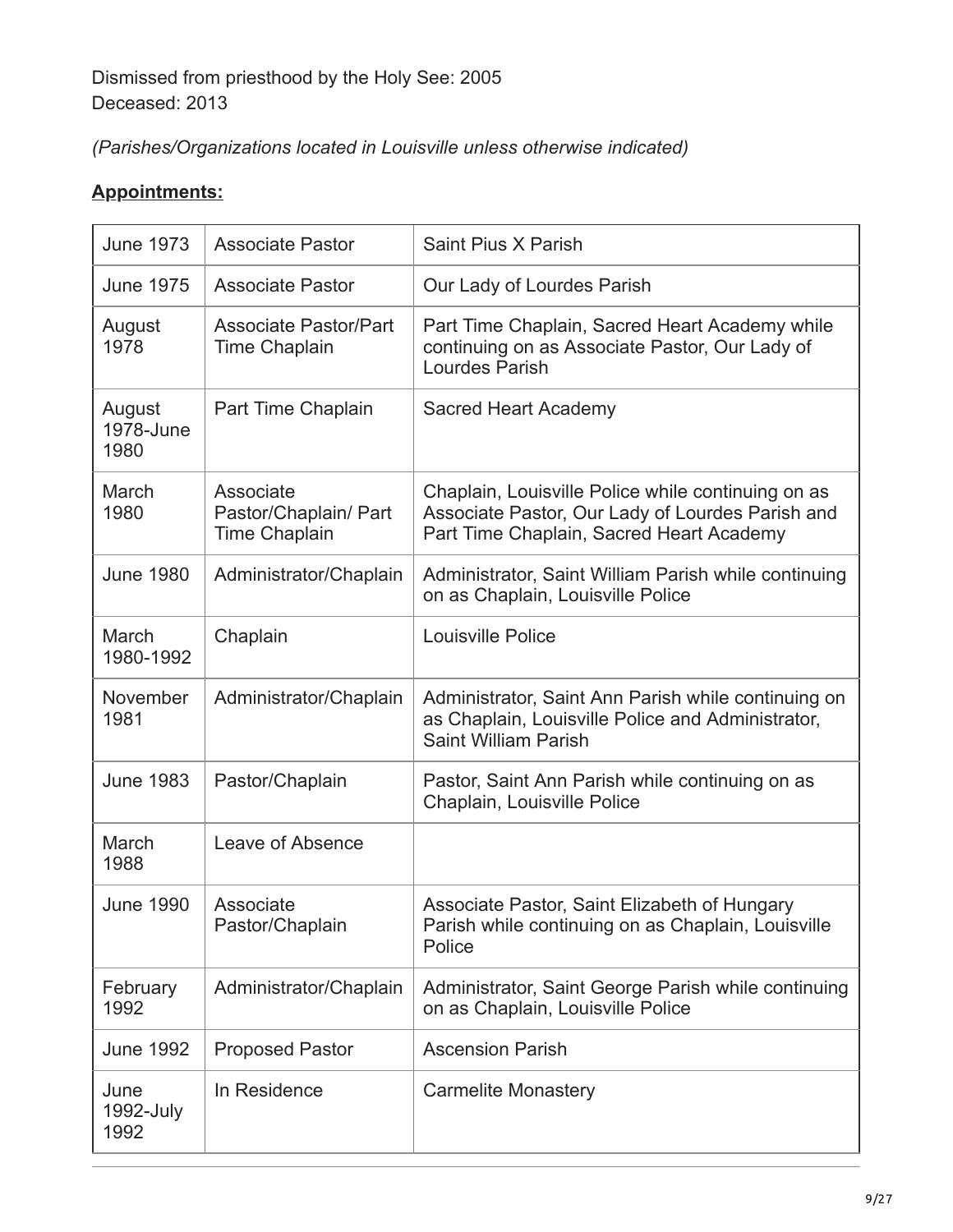Dismissed from priesthood by the Holy See: 2005
Deceased: 2013

*(Parishes/Organizations located in Louisville unless otherwise indicated)*

**Appointments:**

| | | |
|---|---|---|
| June 1973 | Associate Pastor | Saint Pius X Parish |
| June 1975 | Associate Pastor | Our Lady of Lourdes Parish |
| August 1978 | Associate Pastor/Part Time Chaplain | Part Time Chaplain, Sacred Heart Academy while continuing on as Associate Pastor, Our Lady of Lourdes Parish |
| August 1978-June 1980 | Part Time Chaplain | Sacred Heart Academy |
| March 1980 | Associate Pastor/Chaplain/ Part Time Chaplain | Chaplain, Louisville Police while continuing on as Associate Pastor, Our Lady of Lourdes Parish and Part Time Chaplain, Sacred Heart Academy |
| June 1980 | Administrator/Chaplain | Administrator, Saint William Parish while continuing on as Chaplain, Louisville Police |
| March 1980-1992 | Chaplain | Louisville Police |
| November 1981 | Administrator/Chaplain | Administrator, Saint Ann Parish while continuing on as Chaplain, Louisville Police and Administrator, Saint William Parish |
| June 1983 | Pastor/Chaplain | Pastor, Saint Ann Parish while continuing on as Chaplain, Louisville Police |
| March 1988 | Leave of Absence | |
| June 1990 | Associate Pastor/Chaplain | Associate Pastor, Saint Elizabeth of Hungary Parish while continuing on as Chaplain, Louisville Police |
| February 1992 | Administrator/Chaplain | Administrator, Saint George Parish while continuing on as Chaplain, Louisville Police |
| June 1992 | Proposed Pastor | Ascension Parish |
| June 1992-July 1992 | In Residence | Carmelite Monastery |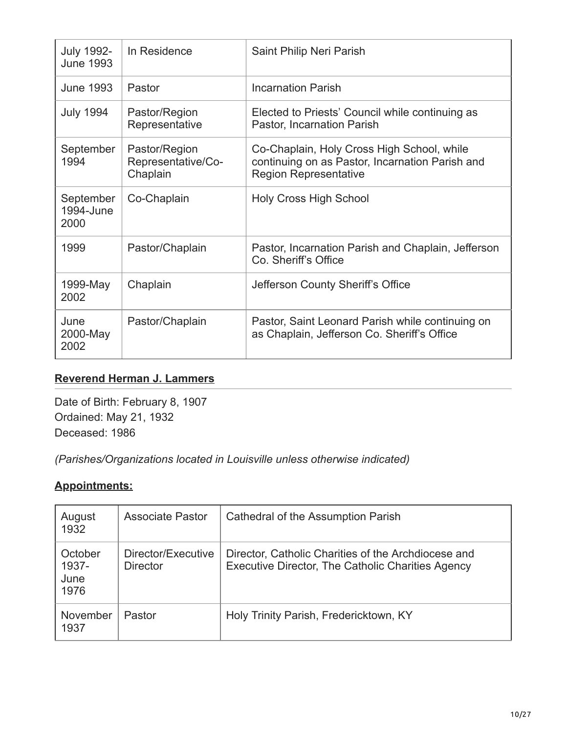| July 1992-June 1993 | In Residence | Saint Philip Neri Parish |
|---|---|---|
| June 1993 | Pastor | Incarnation Parish |
| July 1994 | Pastor/Region Representative | Elected to Priests' Council while continuing as Pastor, Incarnation Parish |
| September 1994 | Pastor/Region Representative/Co-Chaplain | Co-Chaplain, Holy Cross High School, while continuing on as Pastor, Incarnation Parish and Region Representative |
| September 1994-June 2000 | Co-Chaplain | Holy Cross High School |
| 1999 | Pastor/Chaplain | Pastor, Incarnation Parish and Chaplain, Jefferson Co. Sheriff's Office |
| 1999-May 2002 | Chaplain | Jefferson County Sheriff's Office |
| June 2000-May 2002 | Pastor/Chaplain | Pastor, Saint Leonard Parish while continuing on as Chaplain, Jefferson Co. Sheriff's Office |

## **Reverend Herman J. Lammers**

Date of Birth: February 8, 1907
Ordained: May 21, 1932
Deceased: 1986

*(Parishes/Organizations located in Louisville unless otherwise indicated)*

### **Appointments:**

| August 1932 | Associate Pastor | Cathedral of the Assumption Parish |
|---|---|---|
| October 1937-June 1976 | Director/Executive Director | Director, Catholic Charities of the Archdiocese and Executive Director, The Catholic Charities Agency |
| November 1937 | Pastor | Holy Trinity Parish, Fredericktown, KY |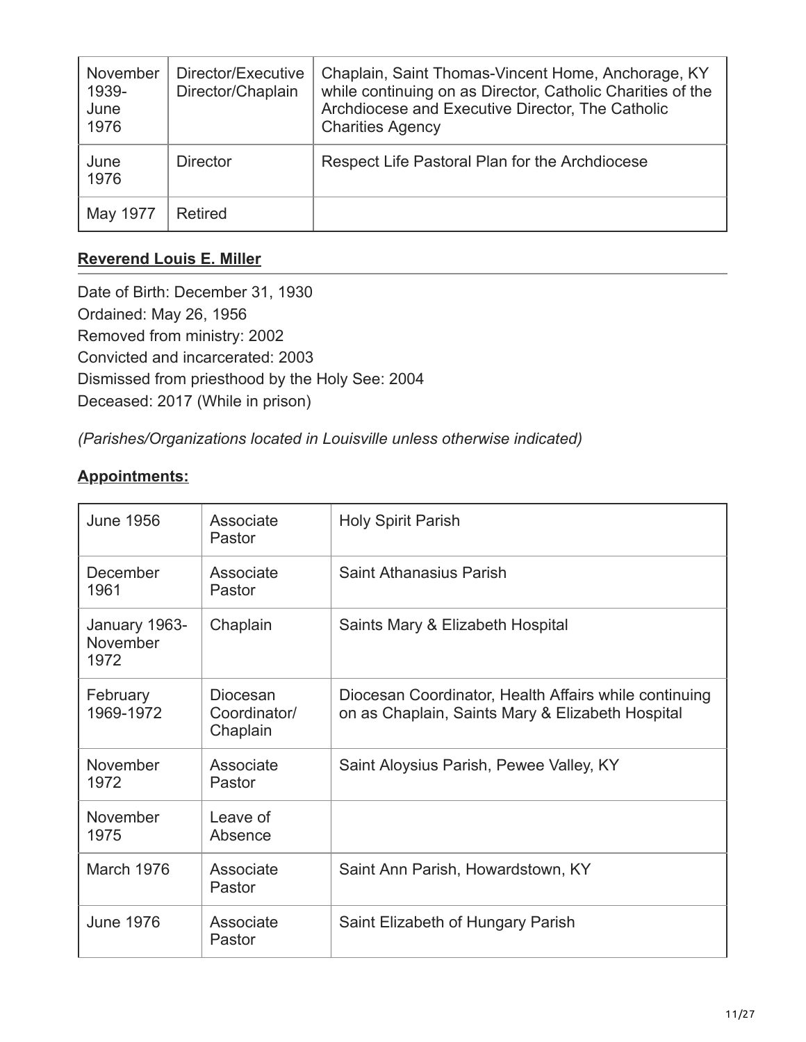| November 1939-June 1976 | Director/Executive Director/Chaplain | Chaplain, Saint Thomas-Vincent Home, Anchorage, KY while continuing on as Director, Catholic Charities of the Archdiocese and Executive Director, The Catholic Charities Agency |
|---|---|---|
| June 1976 | Director | Respect Life Pastoral Plan for the Archdiocese |
| May 1977 | Retired | |

**Reverend Louis E. Miller**

Date of Birth: December 31, 1930
Ordained: May 26, 1956
Removed from ministry: 2002
Convicted and incarcerated: 2003
Dismissed from priesthood by the Holy See: 2004
Deceased: 2017 (While in prison)

*(Parishes/Organizations located in Louisville unless otherwise indicated)*

**Appointments:**

| June 1956 | Associate Pastor | Holy Spirit Parish |
|---|---|---|
| December 1961 | Associate Pastor | Saint Athanasius Parish |
| January 1963-November 1972 | Chaplain | Saints Mary & Elizabeth Hospital |
| February 1969-1972 | Diocesan Coordinator/ Chaplain | Diocesan Coordinator, Health Affairs while continuing on as Chaplain, Saints Mary & Elizabeth Hospital |
| November 1972 | Associate Pastor | Saint Aloysius Parish, Pewee Valley, KY |
| November 1975 | Leave of Absence | |
| March 1976 | Associate Pastor | Saint Ann Parish, Howardstown, KY |
| June 1976 | Associate Pastor | Saint Elizabeth of Hungary Parish |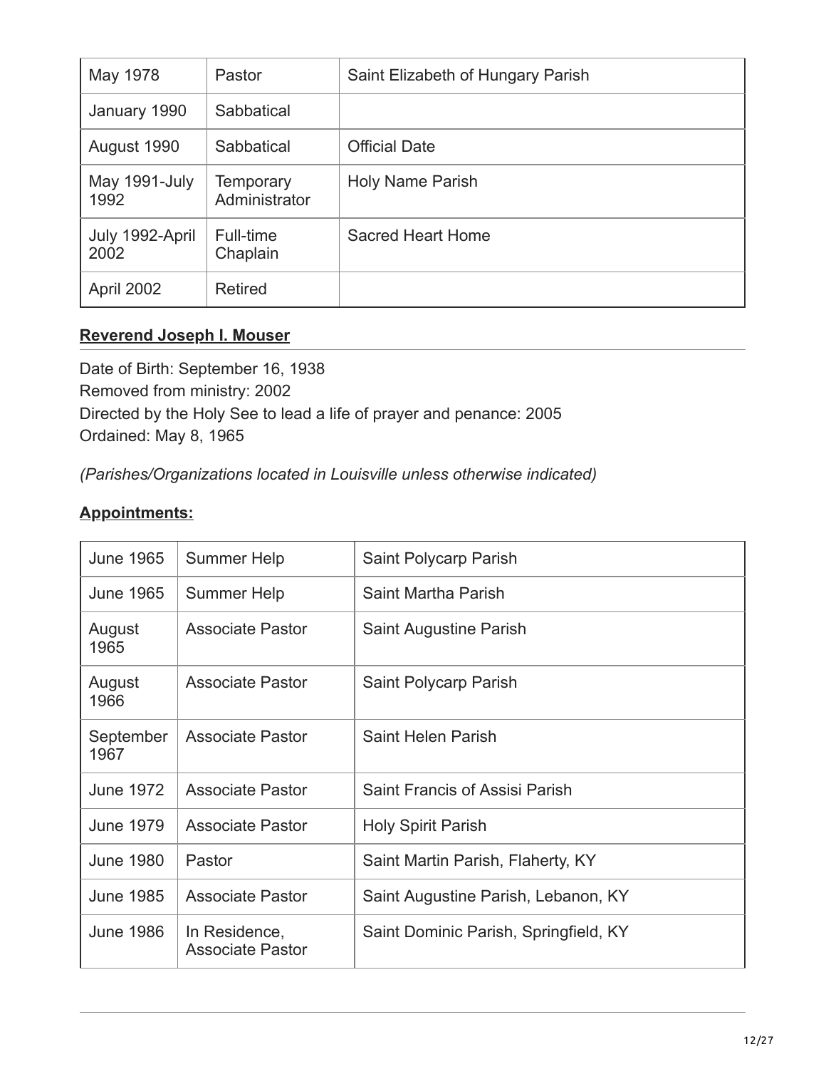| May 1978 | Pastor | Saint Elizabeth of Hungary Parish |
|---|---|---|
| January 1990 | Sabbatical | |
| August 1990 | Sabbatical | Official Date |
| May 1991-July 1992 | Temporary Administrator | Holy Name Parish |
| July 1992-April 2002 | Full-time Chaplain | Sacred Heart Home |
| April 2002 | Retired | |

## **Reverend Joseph I. Mouser**

Date of Birth: September 16, 1938
Removed from ministry: 2002
Directed by the Holy See to lead a life of prayer and penance: 2005
Ordained: May 8, 1965

*(Parishes/Organizations located in Louisville unless otherwise indicated)*

**Appointments:**

| June 1965 | Summer Help | Saint Polycarp Parish |
|---|---|---|
| June 1965 | Summer Help | Saint Martha Parish |
| August 1965 | Associate Pastor | Saint Augustine Parish |
| August 1966 | Associate Pastor | Saint Polycarp Parish |
| September 1967 | Associate Pastor | Saint Helen Parish |
| June 1972 | Associate Pastor | Saint Francis of Assisi Parish |
| June 1979 | Associate Pastor | Holy Spirit Parish |
| June 1980 | Pastor | Saint Martin Parish, Flaherty, KY |
| June 1985 | Associate Pastor | Saint Augustine Parish, Lebanon, KY |
| June 1986 | In Residence, Associate Pastor | Saint Dominic Parish, Springfield, KY |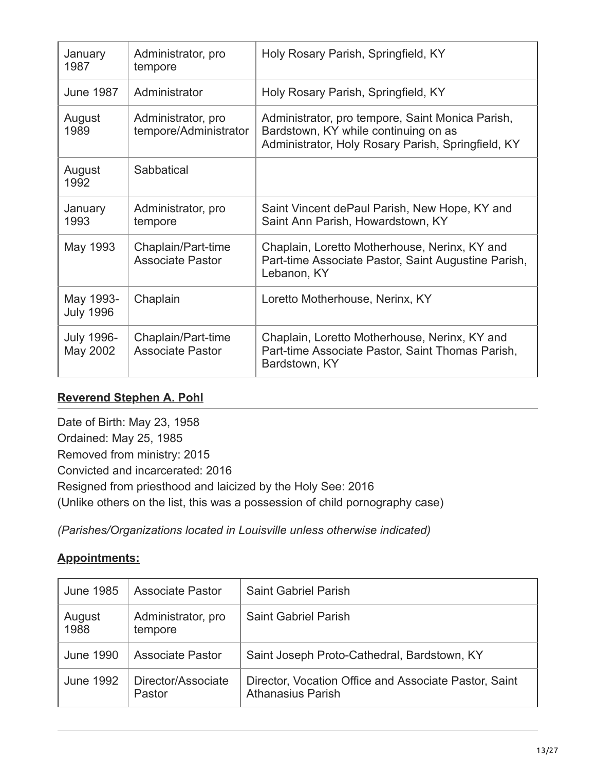| January 1987 | Administrator, pro tempore | Holy Rosary Parish, Springfield, KY |
|---|---|---|
| June 1987 | Administrator | Holy Rosary Parish, Springfield, KY |
| August 1989 | Administrator, pro tempore/Administrator | Administrator, pro tempore, Saint Monica Parish, Bardstown, KY while continuing on as Administrator, Holy Rosary Parish, Springfield, KY |
| August 1992 | Sabbatical | |
| January 1993 | Administrator, pro tempore | Saint Vincent dePaul Parish, New Hope, KY and Saint Ann Parish, Howardstown, KY |
| May 1993 | Chaplain/Part-time Associate Pastor | Chaplain, Loretto Motherhouse, Nerinx, KY and Part-time Associate Pastor, Saint Augustine Parish, Lebanon, KY |
| May 1993-July 1996 | Chaplain | Loretto Motherhouse, Nerinx, KY |
| July 1996-May 2002 | Chaplain/Part-time Associate Pastor | Chaplain, Loretto Motherhouse, Nerinx, KY and Part-time Associate Pastor, Saint Thomas Parish, Bardstown, KY |

**Reverend Stephen A. Pohl**

Date of Birth: May 23, 1958
Ordained: May 25, 1985
Removed from ministry: 2015
Convicted and incarcerated: 2016
Resigned from priesthood and laicized by the Holy See: 2016
(Unlike others on the list, this was a possession of child pornography case)

*(Parishes/Organizations located in Louisville unless otherwise indicated)*

**Appointments:**

| June 1985 | Associate Pastor | Saint Gabriel Parish |
|---|---|---|
| August 1988 | Administrator, pro tempore | Saint Gabriel Parish |
| June 1990 | Associate Pastor | Saint Joseph Proto-Cathedral, Bardstown, KY |
| June 1992 | Director/Associate Pastor | Director, Vocation Office and Associate Pastor, Saint Athanasius Parish |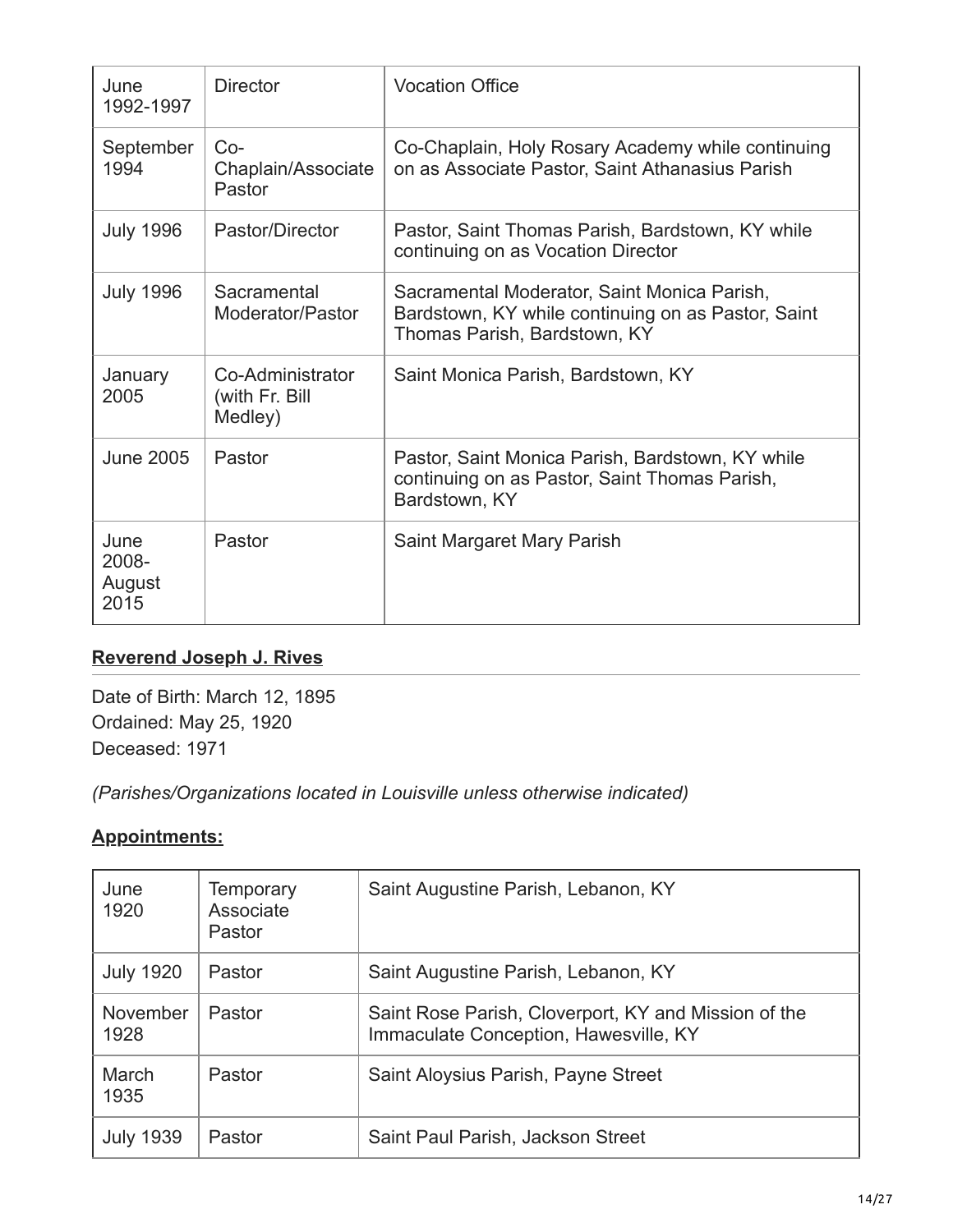| June 1992-1997 | Director | Vocation Office |
|---|---|---|
| September 1994 | Co-Chaplain/Associate Pastor | Co-Chaplain, Holy Rosary Academy while continuing on as Associate Pastor, Saint Athanasius Parish |
| July 1996 | Pastor/Director | Pastor, Saint Thomas Parish, Bardstown, KY while continuing on as Vocation Director |
| July 1996 | Sacramental Moderator/Pastor | Sacramental Moderator, Saint Monica Parish, Bardstown, KY while continuing on as Pastor, Saint Thomas Parish, Bardstown, KY |
| January 2005 | Co-Administrator (with Fr. Bill Medley) | Saint Monica Parish, Bardstown, KY |
| June 2005 | Pastor | Pastor, Saint Monica Parish, Bardstown, KY while continuing on as Pastor, Saint Thomas Parish, Bardstown, KY |
| June 2008-August 2015 | Pastor | Saint Margaret Mary Parish |

## Reverend Joseph J. Rives

Date of Birth: March 12, 1895
Ordained: May 25, 1920
Deceased: 1971

*(Parishes/Organizations located in Louisville unless otherwise indicated)*

**Appointments:**

| June 1920 | Temporary Associate Pastor | Saint Augustine Parish, Lebanon, KY |
|---|---|---|
| July 1920 | Pastor | Saint Augustine Parish, Lebanon, KY |
| November 1928 | Pastor | Saint Rose Parish, Cloverport, KY and Mission of the Immaculate Conception, Hawesville, KY |
| March 1935 | Pastor | Saint Aloysius Parish, Payne Street |
| July 1939 | Pastor | Saint Paul Parish, Jackson Street |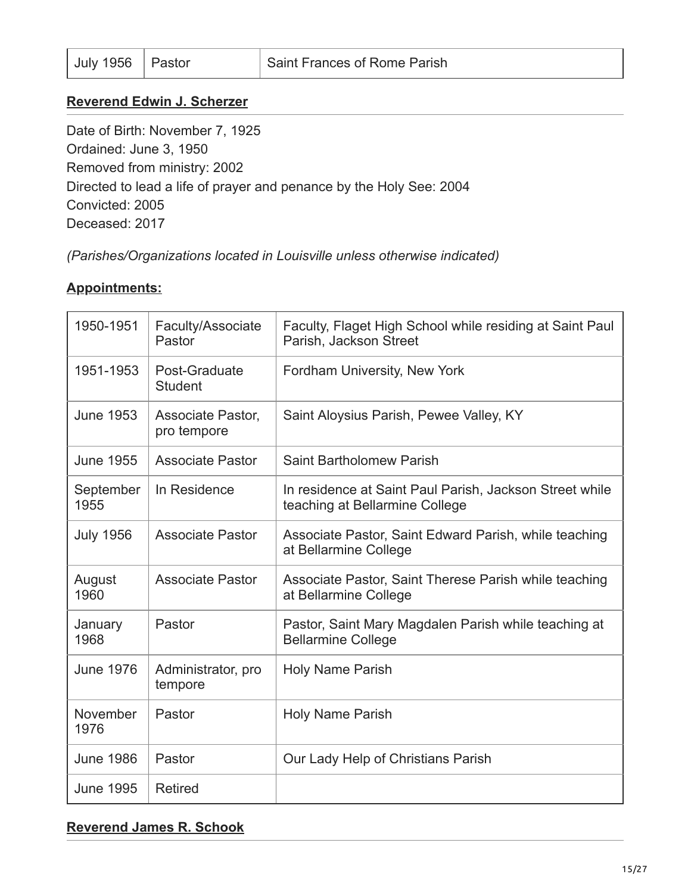| July 1956 | Pastor | Saint Frances of Rome Parish |
|---|---|---|

**Reverend Edwin J. Scherzer**

Date of Birth: November 7, 1925
Ordained: June 3, 1950
Removed from ministry: 2002
Directed to lead a life of prayer and penance by the Holy See: 2004
Convicted: 2005
Deceased: 2017

*(Parishes/Organizations located in Louisville unless otherwise indicated)*

**Appointments:**

| | | |
|---|---|---|
| 1950-1951 | Faculty/Associate Pastor | Faculty, Flaget High School while residing at Saint Paul Parish, Jackson Street |
| 1951-1953 | Post-Graduate Student | Fordham University, New York |
| June 1953 | Associate Pastor, pro tempore | Saint Aloysius Parish, Pewee Valley, KY |
| June 1955 | Associate Pastor | Saint Bartholomew Parish |
| September 1955 | In Residence | In residence at Saint Paul Parish, Jackson Street while teaching at Bellarmine College |
| July 1956 | Associate Pastor | Associate Pastor, Saint Edward Parish, while teaching at Bellarmine College |
| August 1960 | Associate Pastor | Associate Pastor, Saint Therese Parish while teaching at Bellarmine College |
| January 1968 | Pastor | Pastor, Saint Mary Magdalen Parish while teaching at Bellarmine College |
| June 1976 | Administrator, pro tempore | Holy Name Parish |
| November 1976 | Pastor | Holy Name Parish |
| June 1986 | Pastor | Our Lady Help of Christians Parish |
| June 1995 | Retired | |

**Reverend James R. Schook**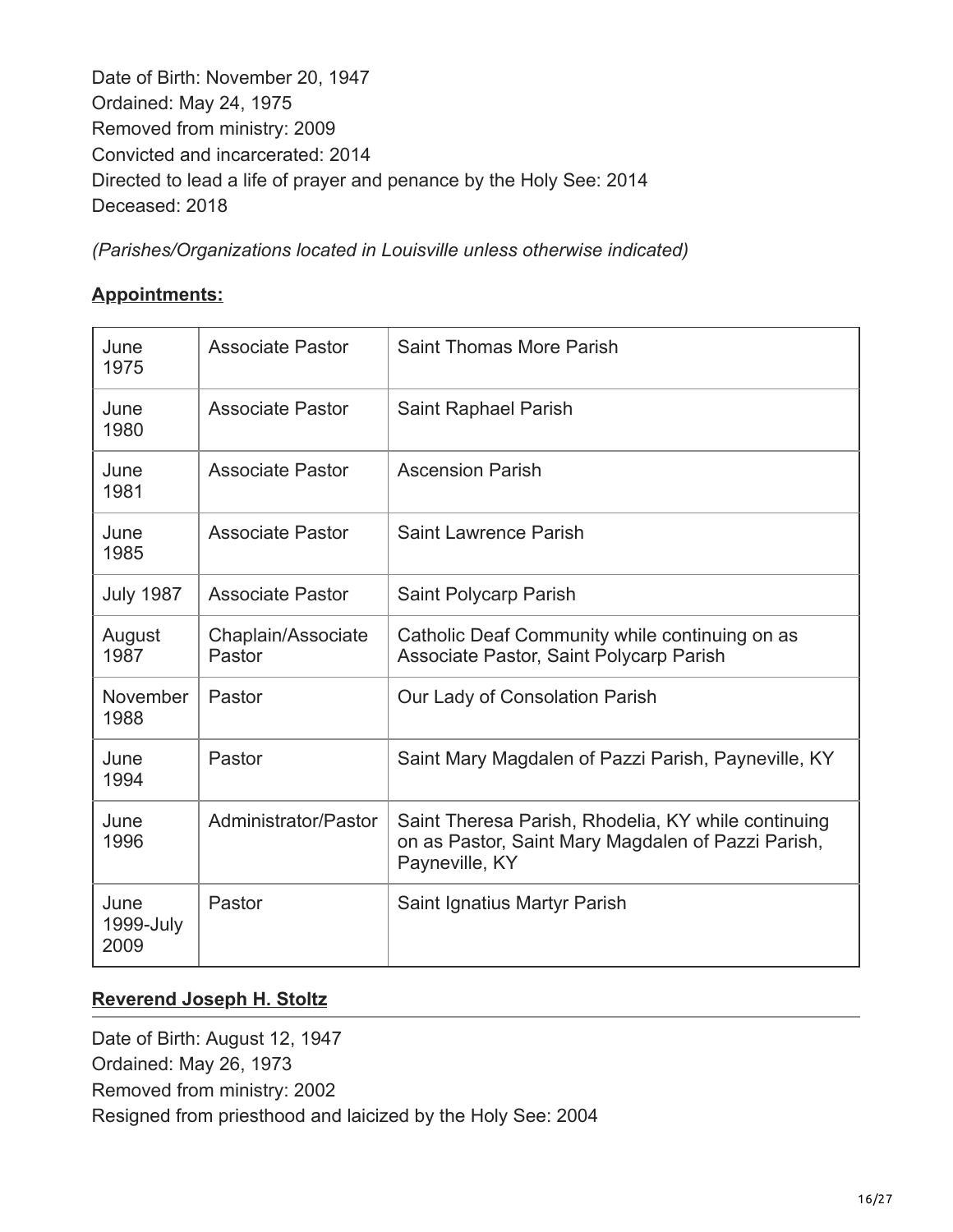Date of Birth: November 20, 1947
Ordained: May 24, 1975
Removed from ministry: 2009
Convicted and incarcerated: 2014
Directed to lead a life of prayer and penance by the Holy See: 2014
Deceased: 2018

*(Parishes/Organizations located in Louisville unless otherwise indicated)*

**Appointments:**

| | | |
|---|---|---|
| June 1975 | Associate Pastor | Saint Thomas More Parish |
| June 1980 | Associate Pastor | Saint Raphael Parish |
| June 1981 | Associate Pastor | Ascension Parish |
| June 1985 | Associate Pastor | Saint Lawrence Parish |
| July 1987 | Associate Pastor | Saint Polycarp Parish |
| August 1987 | Chaplain/Associate Pastor | Catholic Deaf Community while continuing on as Associate Pastor, Saint Polycarp Parish |
| November 1988 | Pastor | Our Lady of Consolation Parish |
| June 1994 | Pastor | Saint Mary Magdalen of Pazzi Parish, Payneville, KY |
| June 1996 | Administrator/Pastor | Saint Theresa Parish, Rhodelia, KY while continuing on as Pastor, Saint Mary Magdalen of Pazzi Parish, Payneville, KY |
| June 1999-July 2009 | Pastor | Saint Ignatius Martyr Parish |

## Reverend Joseph H. Stoltz

Date of Birth: August 12, 1947
Ordained: May 26, 1973
Removed from ministry: 2002
Resigned from priesthood and laicized by the Holy See: 2004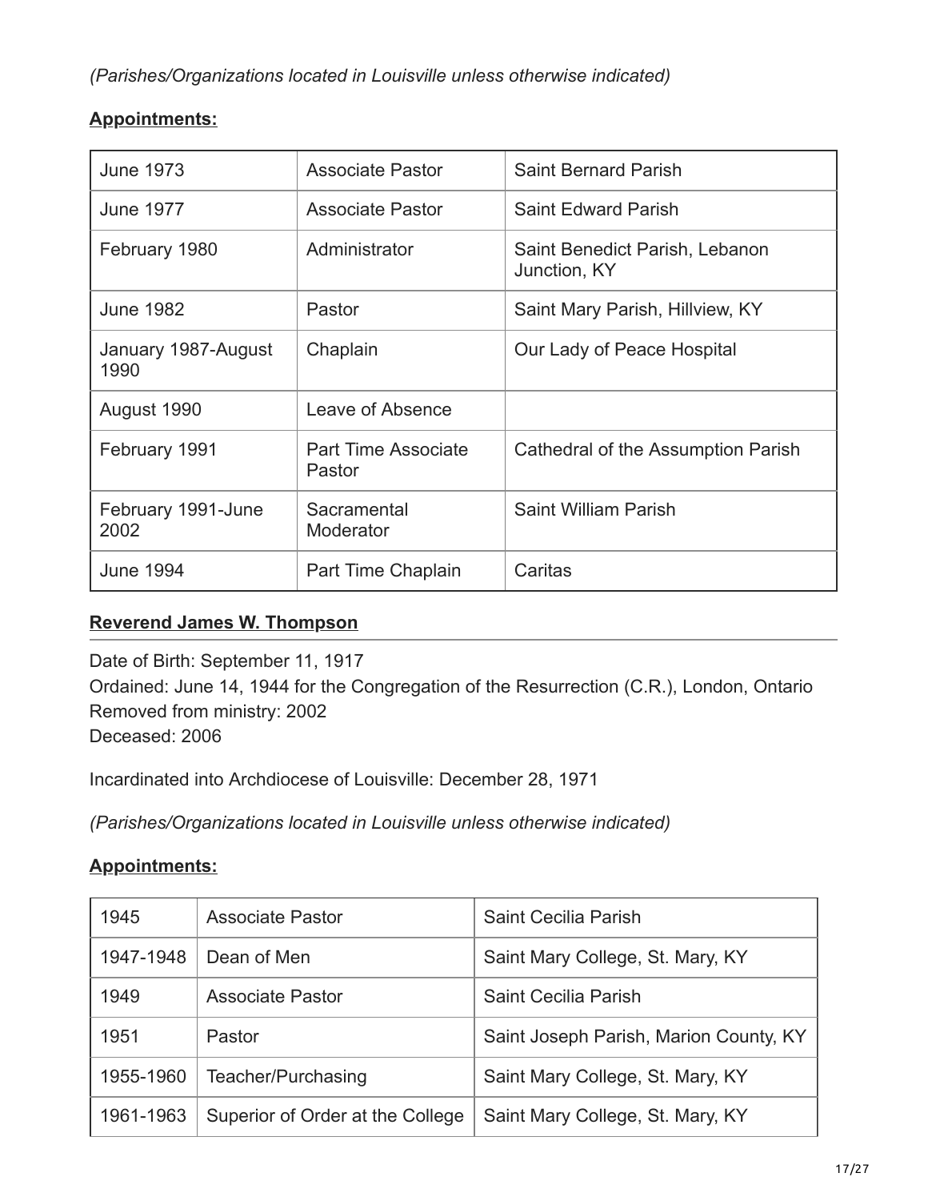*(Parishes/Organizations located in Louisville unless otherwise indicated)*

**Appointments:**

| | | |
|---|---|---|
| June 1973 | Associate Pastor | Saint Bernard Parish |
| June 1977 | Associate Pastor | Saint Edward Parish |
| February 1980 | Administrator | Saint Benedict Parish, Lebanon Junction, KY |
| June 1982 | Pastor | Saint Mary Parish, Hillview, KY |
| January 1987-August 1990 | Chaplain | Our Lady of Peace Hospital |
| August 1990 | Leave of Absence | |
| February 1991 | Part Time Associate Pastor | Cathedral of the Assumption Parish |
| February 1991-June 2002 | Sacramental Moderator | Saint William Parish |
| June 1994 | Part Time Chaplain | Caritas |

## Reverend James W. Thompson

Date of Birth: September 11, 1917
Ordained: June 14, 1944 for the Congregation of the Resurrection (C.R.), London, Ontario
Removed from ministry: 2002
Deceased: 2006

Incardinated into Archdiocese of Louisville: December 28, 1971

*(Parishes/Organizations located in Louisville unless otherwise indicated)*

**Appointments:**

| | | |
|---|---|---|
| 1945 | Associate Pastor | Saint Cecilia Parish |
| 1947-1948 | Dean of Men | Saint Mary College, St. Mary, KY |
| 1949 | Associate Pastor | Saint Cecilia Parish |
| 1951 | Pastor | Saint Joseph Parish, Marion County, KY |
| 1955-1960 | Teacher/Purchasing | Saint Mary College, St. Mary, KY |
| 1961-1963 | Superior of Order at the College | Saint Mary College, St. Mary, KY |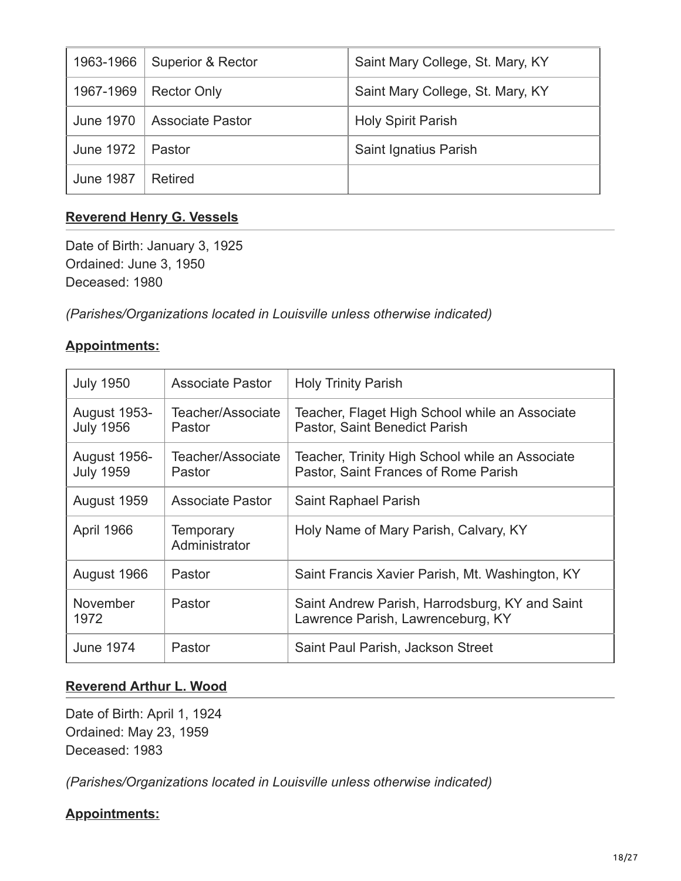| 1963-1966 | Superior & Rector | Saint Mary College, St. Mary, KY |
|---|---|---|
| 1967-1969 | Rector Only | Saint Mary College, St. Mary, KY |
| June 1970 | Associate Pastor | Holy Spirit Parish |
| June 1972 | Pastor | Saint Ignatius Parish |
| June 1987 | Retired | |

## **Reverend Henry G. Vessels**

Date of Birth: January 3, 1925
Ordained: June 3, 1950
Deceased: 1980

*(Parishes/Organizations located in Louisville unless otherwise indicated)*

**Appointments:**

| July 1950 | Associate Pastor | Holy Trinity Parish |
|---|---|---|
| August 1953-July 1956 | Teacher/Associate Pastor | Teacher, Flaget High School while an Associate Pastor, Saint Benedict Parish |
| August 1956-July 1959 | Teacher/Associate Pastor | Teacher, Trinity High School while an Associate Pastor, Saint Frances of Rome Parish |
| August 1959 | Associate Pastor | Saint Raphael Parish |
| April 1966 | Temporary Administrator | Holy Name of Mary Parish, Calvary, KY |
| August 1966 | Pastor | Saint Francis Xavier Parish, Mt. Washington, KY |
| November 1972 | Pastor | Saint Andrew Parish, Harrodsburg, KY and Saint Lawrence Parish, Lawrenceburg, KY |
| June 1974 | Pastor | Saint Paul Parish, Jackson Street |

## **Reverend Arthur L. Wood**

Date of Birth: April 1, 1924
Ordained: May 23, 1959
Deceased: 1983

*(Parishes/Organizations located in Louisville unless otherwise indicated)*

**Appointments:**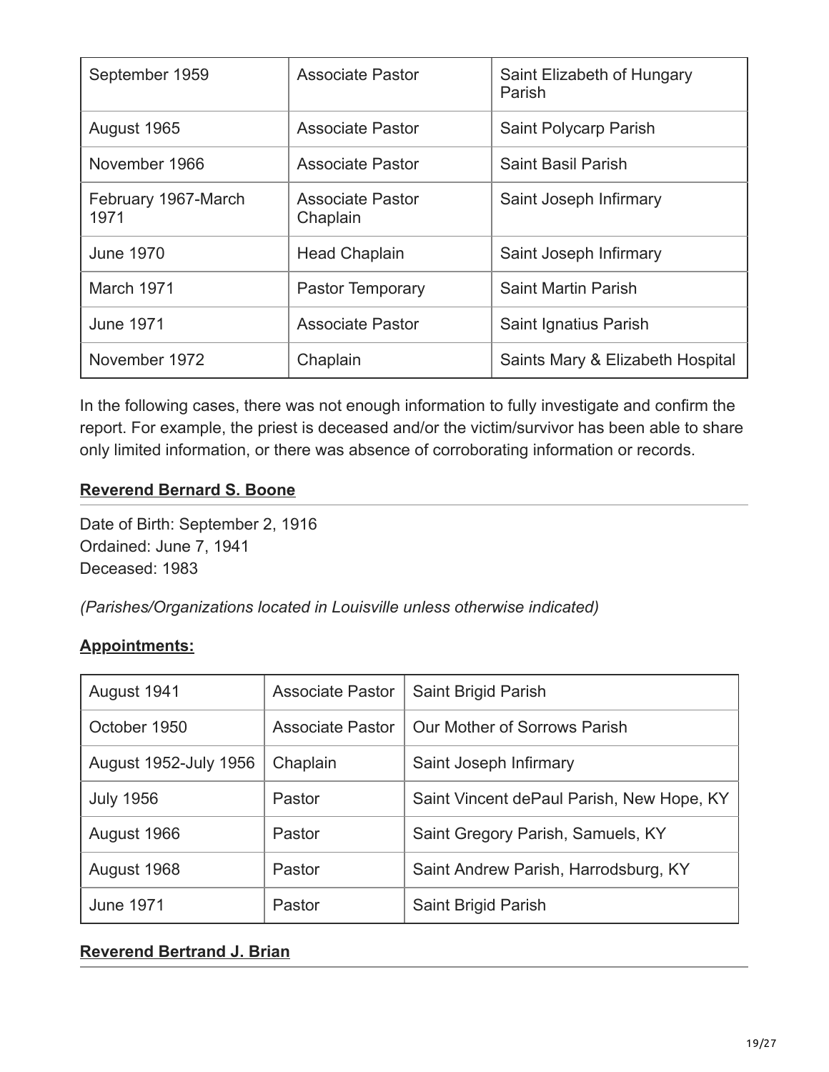| September 1959 | Associate Pastor | Saint Elizabeth of Hungary Parish |
|---|---|---|
| August 1965 | Associate Pastor | Saint Polycarp Parish |
| November 1966 | Associate Pastor | Saint Basil Parish |
| February 1967-March 1971 | Associate Pastor Chaplain | Saint Joseph Infirmary |
| June 1970 | Head Chaplain | Saint Joseph Infirmary |
| March 1971 | Pastor Temporary | Saint Martin Parish |
| June 1971 | Associate Pastor | Saint Ignatius Parish |
| November 1972 | Chaplain | Saints Mary & Elizabeth Hospital |

In the following cases, there was not enough information to fully investigate and confirm the report. For example, the priest is deceased and/or the victim/survivor has been able to share only limited information, or there was absence of corroborating information or records.

## Reverend Bernard S. Boone

Date of Birth: September 2, 1916
Ordained: June 7, 1941
Deceased: 1983

*(Parishes/Organizations located in Louisville unless otherwise indicated)*

**Appointments:**

| August 1941 | Associate Pastor | Saint Brigid Parish |
|---|---|---|
| October 1950 | Associate Pastor | Our Mother of Sorrows Parish |
| August 1952-July 1956 | Chaplain | Saint Joseph Infirmary |
| July 1956 | Pastor | Saint Vincent dePaul Parish, New Hope, KY |
| August 1966 | Pastor | Saint Gregory Parish, Samuels, KY |
| August 1968 | Pastor | Saint Andrew Parish, Harrodsburg, KY |
| June 1971 | Pastor | Saint Brigid Parish |

## Reverend Bertrand J. Brian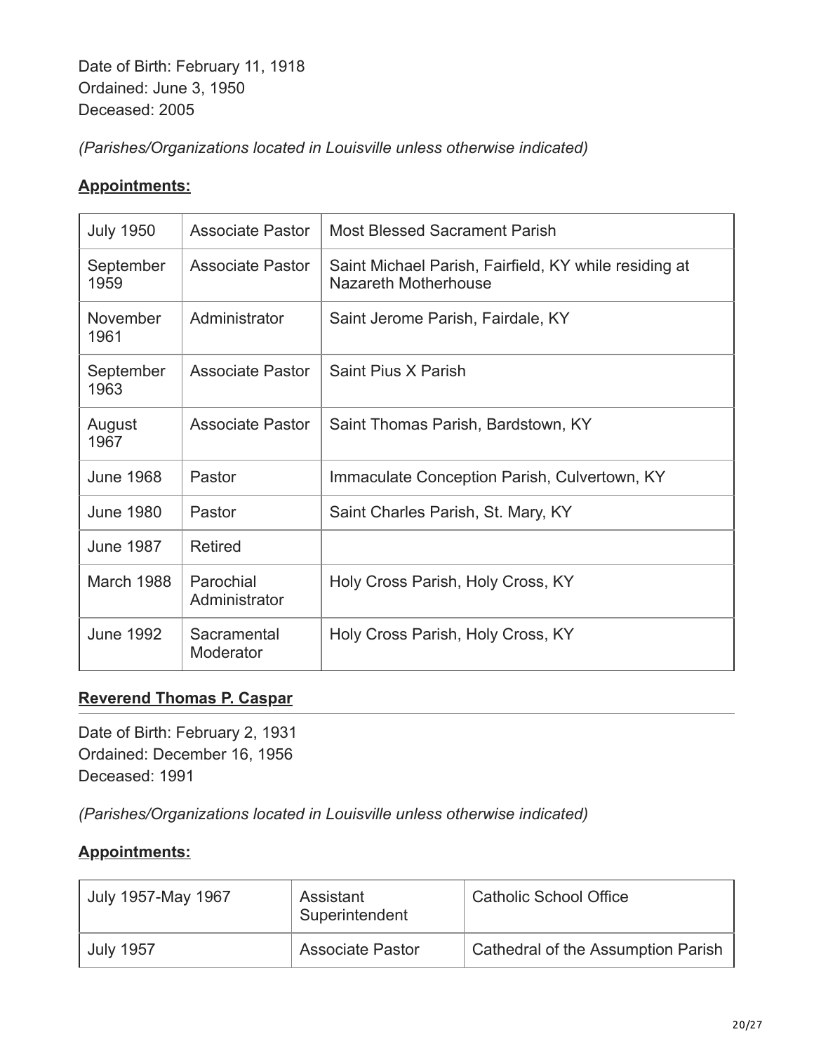Date of Birth: February 11, 1918
Ordained: June 3, 1950
Deceased: 2005

*(Parishes/Organizations located in Louisville unless otherwise indicated)*

**Appointments:**

| | | |
|---|---|---|
| July 1950 | Associate Pastor | Most Blessed Sacrament Parish |
| September 1959 | Associate Pastor | Saint Michael Parish, Fairfield, KY while residing at Nazareth Motherhouse |
| November 1961 | Administrator | Saint Jerome Parish, Fairdale, KY |
| September 1963 | Associate Pastor | Saint Pius X Parish |
| August 1967 | Associate Pastor | Saint Thomas Parish, Bardstown, KY |
| June 1968 | Pastor | Immaculate Conception Parish, Culvertown, KY |
| June 1980 | Pastor | Saint Charles Parish, St. Mary, KY |
| June 1987 | Retired | |
| March 1988 | Parochial Administrator | Holy Cross Parish, Holy Cross, KY |
| June 1992 | Sacramental Moderator | Holy Cross Parish, Holy Cross, KY |

## **Reverend Thomas P. Caspar**

Date of Birth: February 2, 1931
Ordained: December 16, 1956
Deceased: 1991

*(Parishes/Organizations located in Louisville unless otherwise indicated)*

**Appointments:**

| | | |
|---|---|---|
| July 1957-May 1967 | Assistant Superintendent | Catholic School Office |
| July 1957 | Associate Pastor | Cathedral of the Assumption Parish |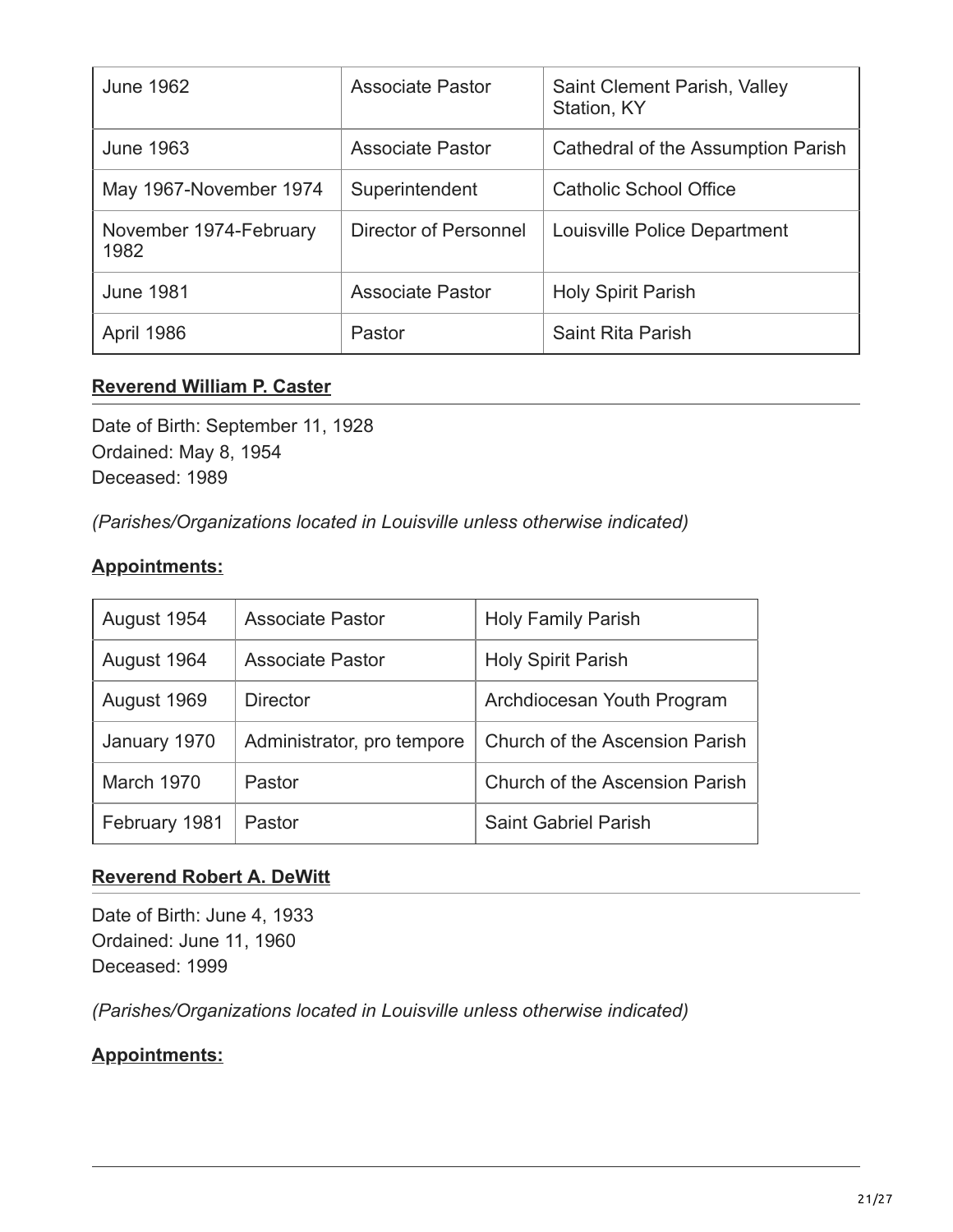| June 1962 | Associate Pastor | Saint Clement Parish, Valley Station, KY |
|---|---|---|
| June 1963 | Associate Pastor | Cathedral of the Assumption Parish |
| May 1967-November 1974 | Superintendent | Catholic School Office |
| November 1974-February 1982 | Director of Personnel | Louisville Police Department |
| June 1981 | Associate Pastor | Holy Spirit Parish |
| April 1986 | Pastor | Saint Rita Parish |

## Reverend William P. Caster

Date of Birth: September 11, 1928
Ordained: May 8, 1954
Deceased: 1989

*(Parishes/Organizations located in Louisville unless otherwise indicated)*

**Appointments:**

| August 1954 | Associate Pastor | Holy Family Parish |
|---|---|---|
| August 1964 | Associate Pastor | Holy Spirit Parish |
| August 1969 | Director | Archdiocesan Youth Program |
| January 1970 | Administrator, pro tempore | Church of the Ascension Parish |
| March 1970 | Pastor | Church of the Ascension Parish |
| February 1981 | Pastor | Saint Gabriel Parish |

## Reverend Robert A. DeWitt

Date of Birth: June 4, 1933
Ordained: June 11, 1960
Deceased: 1999

*(Parishes/Organizations located in Louisville unless otherwise indicated)*

**Appointments:**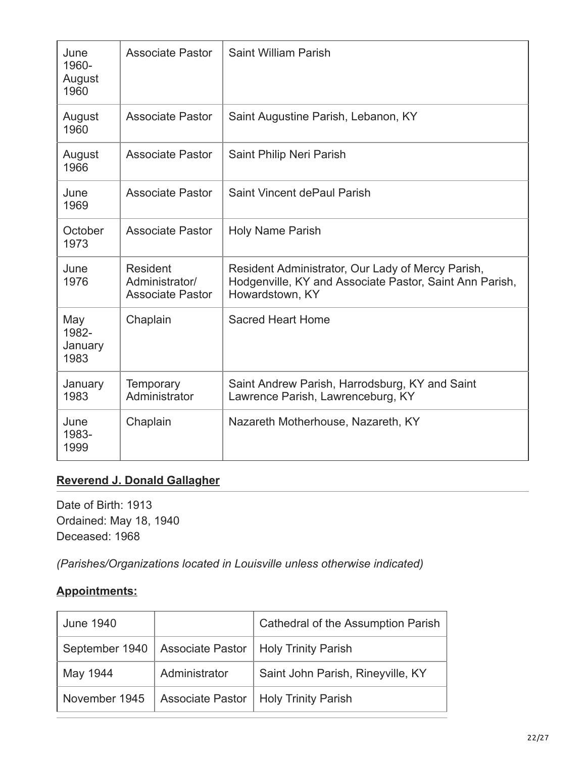| | | |
|---|---|---|
| June 1960-August 1960 | Associate Pastor | Saint William Parish |
| August 1960 | Associate Pastor | Saint Augustine Parish, Lebanon, KY |
| August 1966 | Associate Pastor | Saint Philip Neri Parish |
| June 1969 | Associate Pastor | Saint Vincent dePaul Parish |
| October 1973 | Associate Pastor | Holy Name Parish |
| June 1976 | Resident Administrator/ Associate Pastor | Resident Administrator, Our Lady of Mercy Parish, Hodgenville, KY and Associate Pastor, Saint Ann Parish, Howardstown, KY |
| May 1982-January 1983 | Chaplain | Sacred Heart Home |
| January 1983 | Temporary Administrator | Saint Andrew Parish, Harrodsburg, KY and Saint Lawrence Parish, Lawrenceburg, KY |
| June 1983-1999 | Chaplain | Nazareth Motherhouse, Nazareth, KY |

## **Reverend J. Donald Gallagher**

Date of Birth: 1913
Ordained: May 18, 1940
Deceased: 1968

*(Parishes/Organizations located in Louisville unless otherwise indicated)*

**Appointments:**

| | | |
|---|---|---|
| June 1940 | | Cathedral of the Assumption Parish |
| September 1940 | Associate Pastor | Holy Trinity Parish |
| May 1944 | Administrator | Saint John Parish, Rineyville, KY |
| November 1945 | Associate Pastor | Holy Trinity Parish |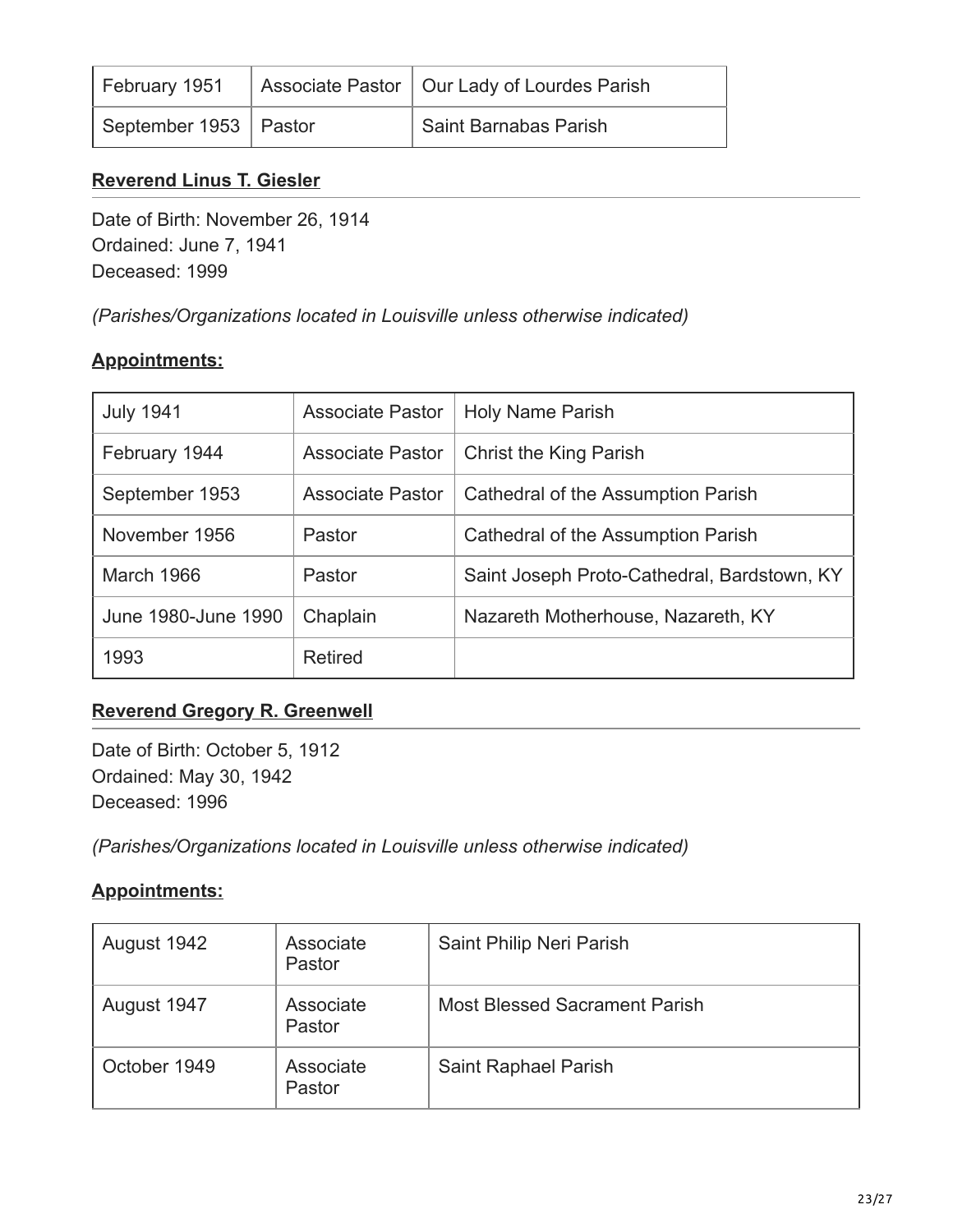| | | |
|---|---|---|
| February 1951 | Associate Pastor | Our Lady of Lourdes Parish |
| September 1953 | Pastor | Saint Barnabas Parish |

### **Reverend Linus T. Giesler**

Date of Birth: November 26, 1914
Ordained: June 7, 1941
Deceased: 1999

*(Parishes/Organizations located in Louisville unless otherwise indicated)*

**Appointments:**

| | | |
|---|---|---|
| July 1941 | Associate Pastor | Holy Name Parish |
| February 1944 | Associate Pastor | Christ the King Parish |
| September 1953 | Associate Pastor | Cathedral of the Assumption Parish |
| November 1956 | Pastor | Cathedral of the Assumption Parish |
| March 1966 | Pastor | Saint Joseph Proto-Cathedral, Bardstown, KY |
| June 1980-June 1990 | Chaplain | Nazareth Motherhouse, Nazareth, KY |
| 1993 | Retired | |

### **Reverend Gregory R. Greenwell**

Date of Birth: October 5, 1912
Ordained: May 30, 1942
Deceased: 1996

*(Parishes/Organizations located in Louisville unless otherwise indicated)*

**Appointments:**

| | | |
|---|---|---|
| August 1942 | Associate Pastor | Saint Philip Neri Parish |
| August 1947 | Associate Pastor | Most Blessed Sacrament Parish |
| October 1949 | Associate Pastor | Saint Raphael Parish |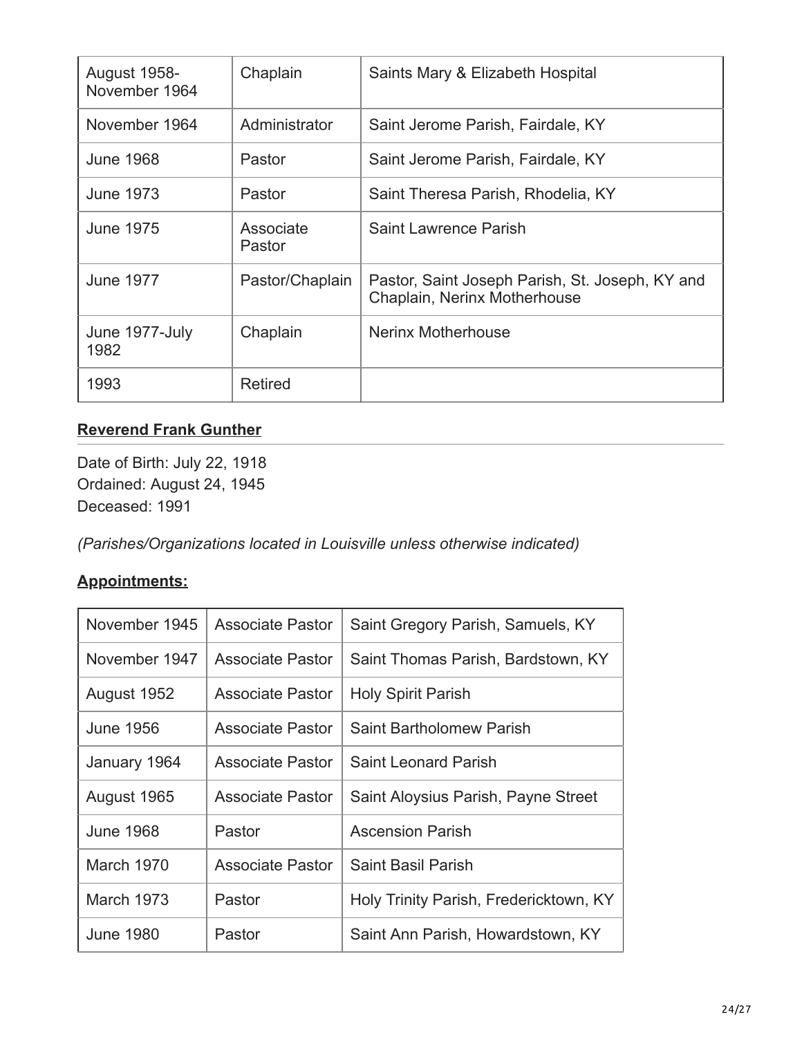| August 1958-November 1964 | Chaplain | Saints Mary & Elizabeth Hospital |
|---|---|---|
| November 1964 | Administrator | Saint Jerome Parish, Fairdale, KY |
| June 1968 | Pastor | Saint Jerome Parish, Fairdale, KY |
| June 1973 | Pastor | Saint Theresa Parish, Rhodelia, KY |
| June 1975 | Associate Pastor | Saint Lawrence Parish |
| June 1977 | Pastor/Chaplain | Pastor, Saint Joseph Parish, St. Joseph, KY and Chaplain, Nerinx Motherhouse |
| June 1977-July 1982 | Chaplain | Nerinx Motherhouse |
| 1993 | Retired | |

**Reverend Frank Gunther**

Date of Birth: July 22, 1918
Ordained: August 24, 1945
Deceased: 1991

*(Parishes/Organizations located in Louisville unless otherwise indicated)*

**Appointments:**

| November 1945 | Associate Pastor | Saint Gregory Parish, Samuels, KY |
|---|---|---|
| November 1947 | Associate Pastor | Saint Thomas Parish, Bardstown, KY |
| August 1952 | Associate Pastor | Holy Spirit Parish |
| June 1956 | Associate Pastor | Saint Bartholomew Parish |
| January 1964 | Associate Pastor | Saint Leonard Parish |
| August 1965 | Associate Pastor | Saint Aloysius Parish, Payne Street |
| June 1968 | Pastor | Ascension Parish |
| March 1970 | Associate Pastor | Saint Basil Parish |
| March 1973 | Pastor | Holy Trinity Parish, Fredericktown, KY |
| June 1980 | Pastor | Saint Ann Parish, Howardstown, KY |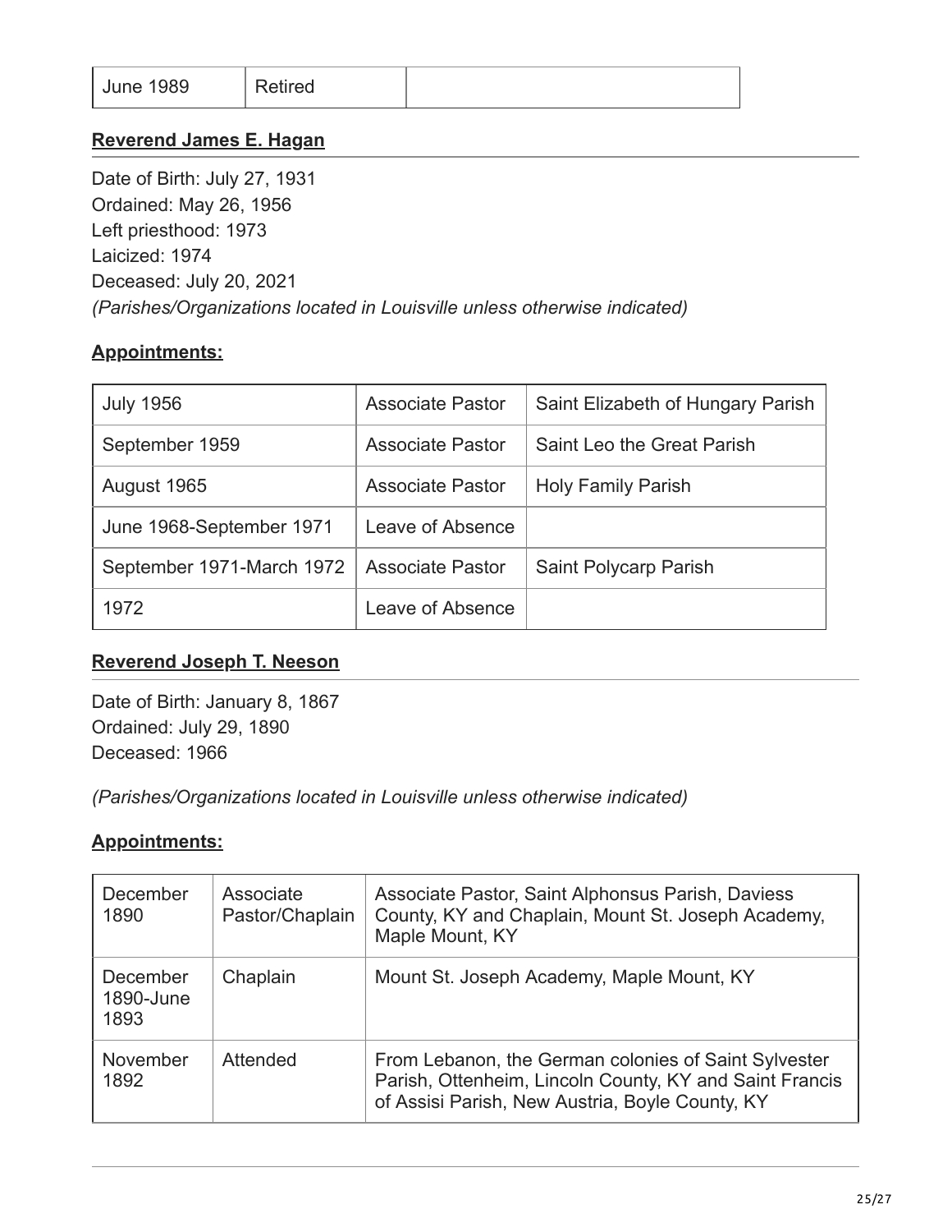| June 1989 | Retired | |
|---|---|---|

## Reverend James E. Hagan

Date of Birth: July 27, 1931
Ordained: May 26, 1956
Left priesthood: 1973
Laicized: 1974
Deceased: July 20, 2021
*(Parishes/Organizations located in Louisville unless otherwise indicated)*

**Appointments:**

| July 1956 | Associate Pastor | Saint Elizabeth of Hungary Parish |
|---|---|---|
| September 1959 | Associate Pastor | Saint Leo the Great Parish |
| August 1965 | Associate Pastor | Holy Family Parish |
| June 1968-September 1971 | Leave of Absence | |
| September 1971-March 1972 | Associate Pastor | Saint Polycarp Parish |
| 1972 | Leave of Absence | |

## Reverend Joseph T. Neeson

Date of Birth: January 8, 1867
Ordained: July 29, 1890
Deceased: 1966

*(Parishes/Organizations located in Louisville unless otherwise indicated)*

**Appointments:**

| December 1890 | Associate Pastor/Chaplain | Associate Pastor, Saint Alphonsus Parish, Daviess County, KY and Chaplain, Mount St. Joseph Academy, Maple Mount, KY |
|---|---|---|
| December 1890-June 1893 | Chaplain | Mount St. Joseph Academy, Maple Mount, KY |
| November 1892 | Attended | From Lebanon, the German colonies of Saint Sylvester Parish, Ottenheim, Lincoln County, KY and Saint Francis of Assisi Parish, New Austria, Boyle County, KY |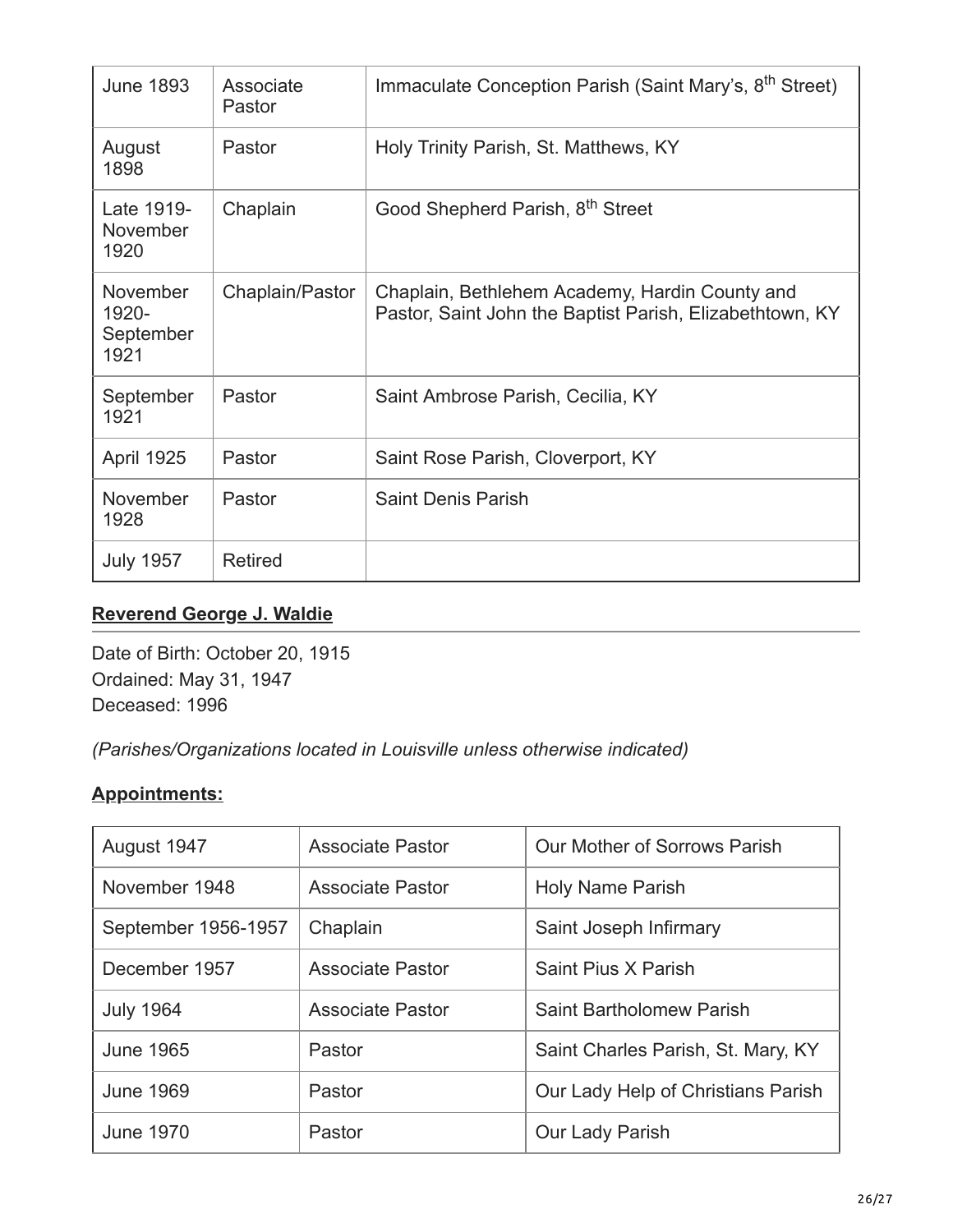| June 1893 | Associate Pastor | Immaculate Conception Parish (Saint Mary's, 8th Street) |
| --- | --- | --- |
| August 1898 | Pastor | Holy Trinity Parish, St. Matthews, KY |
| Late 1919-November 1920 | Chaplain | Good Shepherd Parish, 8th Street |
| November 1920-September 1921 | Chaplain/Pastor | Chaplain, Bethlehem Academy, Hardin County and Pastor, Saint John the Baptist Parish, Elizabethtown, KY |
| September 1921 | Pastor | Saint Ambrose Parish, Cecilia, KY |
| April 1925 | Pastor | Saint Rose Parish, Cloverport, KY |
| November 1928 | Pastor | Saint Denis Parish |
| July 1957 | Retired | |

## Reverend George J. Waldie

Date of Birth: October 20, 1915
Ordained: May 31, 1947
Deceased: 1996

*(Parishes/Organizations located in Louisville unless otherwise indicated)*

**Appointments:**

| August 1947 | Associate Pastor | Our Mother of Sorrows Parish |
| --- | --- | --- |
| November 1948 | Associate Pastor | Holy Name Parish |
| September 1956-1957 | Chaplain | Saint Joseph Infirmary |
| December 1957 | Associate Pastor | Saint Pius X Parish |
| July 1964 | Associate Pastor | Saint Bartholomew Parish |
| June 1965 | Pastor | Saint Charles Parish, St. Mary, KY |
| June 1969 | Pastor | Our Lady Help of Christians Parish |
| June 1970 | Pastor | Our Lady Parish |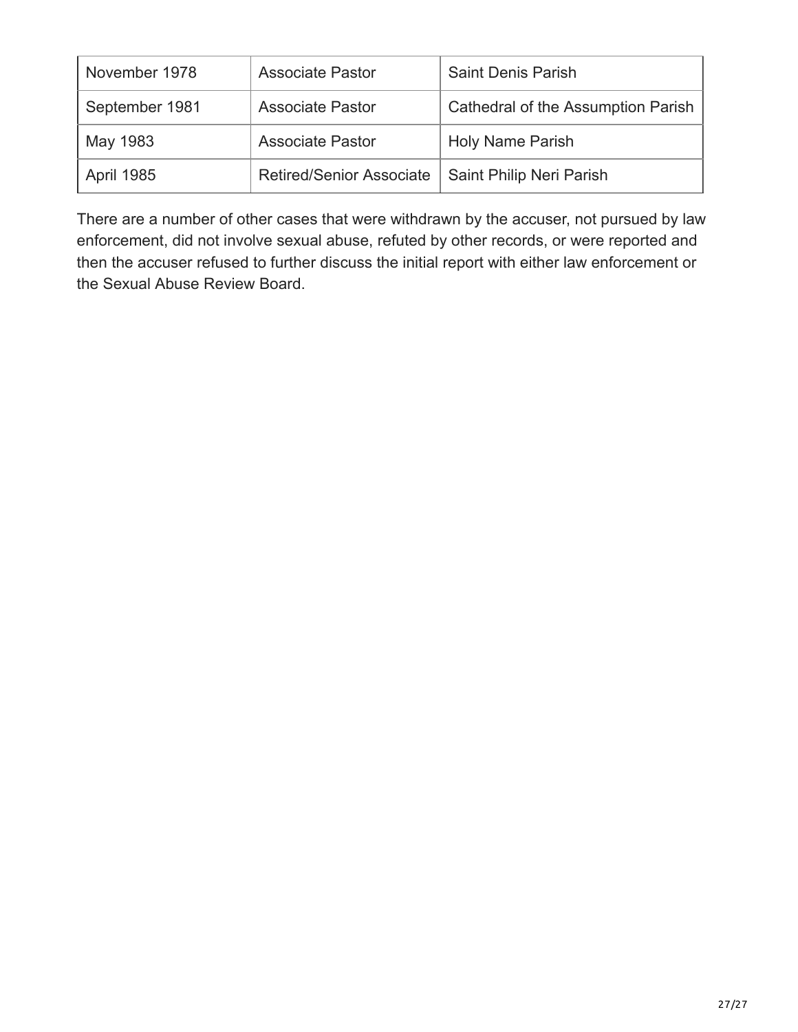| | | |
|---|---|---|
| November 1978 | Associate Pastor | Saint Denis Parish |
| September 1981 | Associate Pastor | Cathedral of the Assumption Parish |
| May 1983 | Associate Pastor | Holy Name Parish |
| April 1985 | Retired/Senior Associate | Saint Philip Neri Parish |

There are a number of other cases that were withdrawn by the accuser, not pursued by law enforcement, did not involve sexual abuse, refuted by other records, or were reported and then the accuser refused to further discuss the initial report with either law enforcement or the Sexual Abuse Review Board.